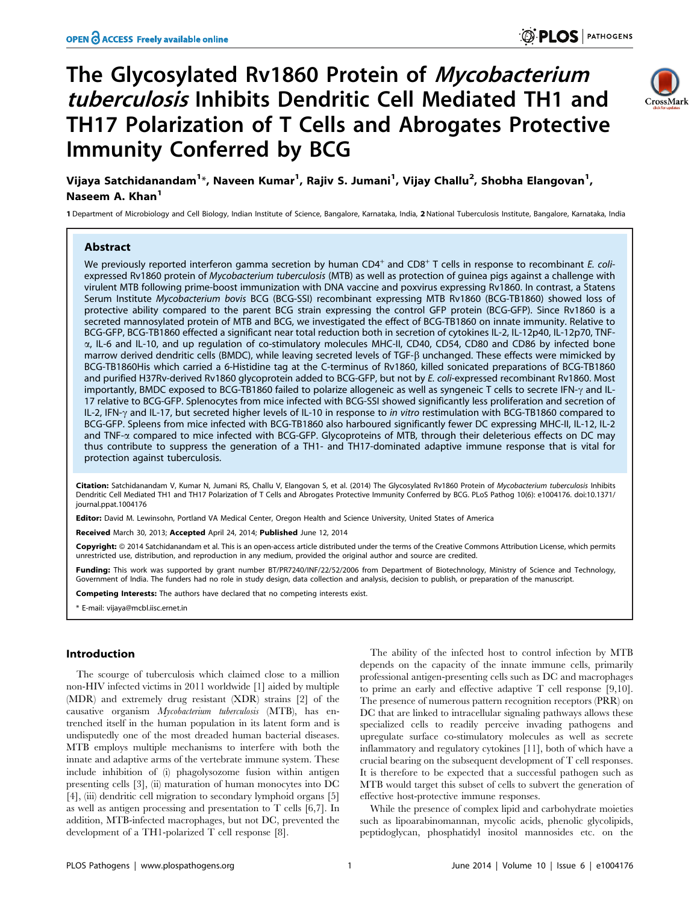# The Glycosylated Rv1860 Protein of *Mycobacterium tuberculosis* Inhibits Dendritic Cell Mediated TH1 and TH17 Polarization of T Cells and Abrogates Protective Immunity Conferred by BCG

Vijaya Satchidanandam[1]*, Naveen Kumar[1], Rajiv S. Jumani[1], Vijay Challu[2], Shobha Elangovan[1], Naseem A. Khan[1]

1 Department of Microbiology and Cell Biology, Indian Institute of Science, Bangalore, Karnataka, India, 2 National Tuberculosis Institute, Bangalore, Karnataka, India

## Abstract

We previously reported interferon gamma secretion by human $CD4^+$ and $CD8^+$ T cells in response to recombinant *E. coli*-expressed Rv1860 protein of *Mycobacterium tuberculosis* (MTB) as well as protection of guinea pigs against a challenge with virulent MTB following prime-boost immunization with DNA vaccine and poxvirus expressing Rv1860. In contrast, a Statens Serum Institute *Mycobacterium bovis* BCG (BCG-SSI) recombinant expressing MTB Rv1860 (BCG-TB1860) showed loss of protective ability compared to the parent BCG strain expressing the control GFP protein (BCG-GFP). Since Rv1860 is a secreted mannosylated protein of MTB and BCG, we investigated the effect of BCG-TB1860 on innate immunity. Relative to BCG-GFP, BCG-TB1860 effected a significant near total reduction both in secretion of cytokines IL-2, IL-12p40, IL-12p70, TNF-α, IL-6 and IL-10, and up regulation of co-stimulatory molecules MHC-II, CD40, CD54, CD80 and CD86 by infected bone marrow derived dendritic cells (BMDC), while leaving secreted levels of TGF-β unchanged. These effects were mimicked by BCG-TB1860His which carried a 6-Histidine tag at the C-terminus of Rv1860, killed sonicated preparations of BCG-TB1860 and purified H37Rv-derived Rv1860 glycoprotein added to BCG-GFP, but not by *E. coli*-expressed recombinant Rv1860. Most importantly, BMDC exposed to BCG-TB1860 failed to polarize allogeneic as well as syngeneic T cells to secrete IFN-γ and IL-17 relative to BCG-GFP. Splenocytes from mice infected with BCG-SSI showed significantly less proliferation and secretion of IL-2, IFN-γ and IL-17, but secreted higher levels of IL-10 in response to *in vitro* restimulation with BCG-TB1860 compared to BCG-GFP. Spleens from mice infected with BCG-TB1860 also harboured significantly fewer DC expressing MHC-II, IL-12, IL-2 and TNF-α compared to mice infected with BCG-GFP. Glycoproteins of MTB, through their deleterious effects on DC may thus contribute to suppress the generation of a TH1- and TH17-dominated adaptive immune response that is vital for protection against tuberculosis.

**Citation:** Satchidanandam V, Kumar N, Jumani RS, Challu V, Elangovan S, et al. (2014) The Glycosylated Rv1860 Protein of *Mycobacterium tuberculosis* Inhibits Dendritic Cell Mediated TH1 and TH17 Polarization of T Cells and Abrogates Protective Immunity Conferred by BCG. PLoS Pathog 10(6): e1004176. doi:10.1371/journal.ppat.1004176

**Editor:** David M. Lewinsohn, Portland VA Medical Center, Oregon Health and Science University, United States of America

**Received** March 30, 2013; **Accepted** April 24, 2014; **Published** June 12, 2014

**Copyright:** © 2014 Satchidanandam et al. This is an open-access article distributed under the terms of the Creative Commons Attribution License, which permits unrestricted use, distribution, and reproduction in any medium, provided the original author and source are credited.

**Funding:** This work was supported by grant number BT/PR7240/INF/22/52/2006 from Department of Biotechnology, Ministry of Science and Technology, Government of India. The funders had no role in study design, data collection and analysis, decision to publish, or preparation of the manuscript.

**Competing Interests:** The authors have declared that no competing interests exist.

\* E-mail: vijaya@mcbl.iisc.ernet.in

## Introduction

The scourge of tuberculosis which claimed close to a million non-HIV infected victims in 2011 worldwide [1] aided by multiple (MDR) and extremely drug resistant (XDR) strains [2] of the causative organism *Mycobacterium tuberculosis* (MTB), has entrenched itself in the human population in its latent form and is undisputedly one of the most dreaded human bacterial diseases. MTB employs multiple mechanisms to interfere with both the innate and adaptive arms of the vertebrate immune system. These include inhibition of (i) phagolysozome fusion within antigen presenting cells [3], (ii) maturation of human monocytes into DC [4], (iii) dendritic cell migration to secondary lymphoid organs [5] as well as antigen processing and presentation to T cells [6,7]. In addition, MTB-infected macrophages, but not DC, prevented the development of a TH1-polarized T cell response [8].

The ability of the infected host to control infection by MTB depends on the capacity of the innate immune cells, primarily professional antigen-presenting cells such as DC and macrophages to prime an early and effective adaptive T cell response [9,10]. The presence of numerous pattern recognition receptors (PRR) on DC that are linked to intracellular signaling pathways allows these specialized cells to readily perceive invading pathogens and upregulate surface co-stimulatory molecules as well as secrete inflammatory and regulatory cytokines [11], both of which have a crucial bearing on the subsequent development of T cell responses. It is therefore to be expected that a successful pathogen such as MTB would target this subset of cells to subvert the generation of effective host-protective immune responses.

While the presence of complex lipid and carbohydrate moieties such as lipoarabinomannan, mycolic acids, phenolic glycolipids, peptidoglycan, phosphatidyl inositol mannosides etc. on the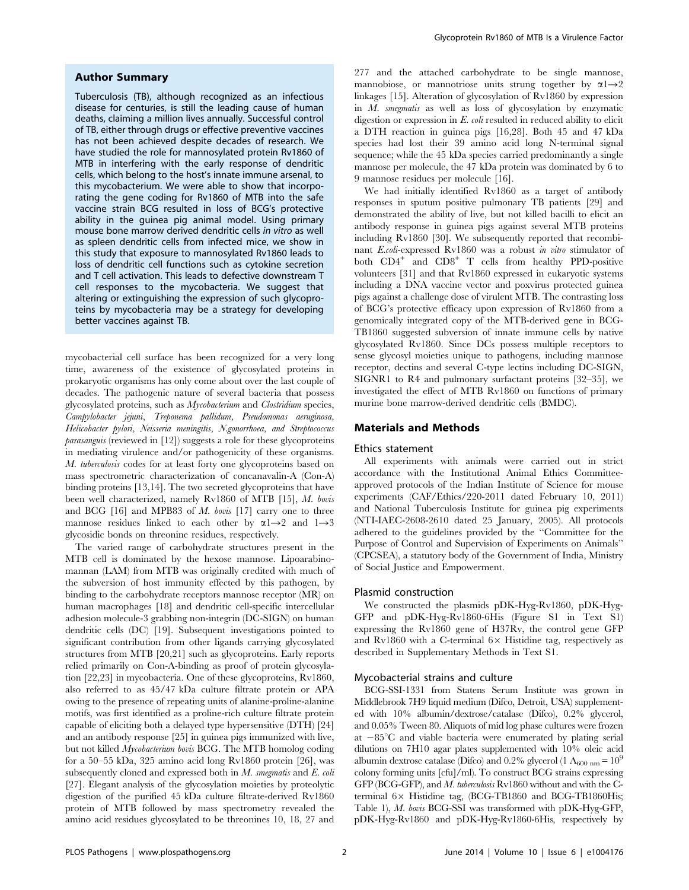## Author Summary

Tuberculosis (TB), although recognized as an infectious disease for centuries, is still the leading cause of human deaths, claiming a million lives annually. Successful control of TB, either through drugs or effective preventive vaccines has not been achieved despite decades of research. We have studied the role for mannosylated protein Rv1860 of MTB in interfering with the early response of dendritic cells, which belong to the host's innate immune arsenal, to this mycobacterium. We were able to show that incorporating the gene coding for Rv1860 of MTB into the safe vaccine strain BCG resulted in loss of BCG's protective ability in the guinea pig animal model. Using primary mouse bone marrow derived dendritic cells *in vitro* as well as spleen dendritic cells from infected mice, we show in this study that exposure to mannosylated Rv1860 leads to loss of dendritic cell functions such as cytokine secretion and T cell activation. This leads to defective downstream T cell responses to the mycobacteria. We suggest that altering or extinguishing the expression of such glycoproteins by mycobacteria may be a strategy for developing better vaccines against TB.

mycobacterial cell surface has been recognized for a very long time, awareness of the existence of glycosylated proteins in prokaryotic organisms has only come about over the last couple of decades. The pathogenic nature of several bacteria that possess glycosylated proteins, such as *Mycobacterium* and *Clostridium* species, *Campylobacter jejuni*, *Treponema pallidum*, *Pseudomonas aeruginosa*, *Helicobacter pylori*, *Neisseria meningitis*, *N.gonorrhoea*, *and Streptococcus parasanguis* (reviewed in [12]) suggests a role for these glycoproteins in mediating virulence and/or pathogenicity of these organisms. *M. tuberculosis* codes for at least forty one glycoproteins based on mass spectrometric characterization of concanavalin-A (Con-A) binding proteins [13,14]. The two secreted glycoproteins that have been well characterized, namely Rv1860 of MTB [15], *M. bovis* and BCG [16] and MPB83 of *M. bovis* [17] carry one to three mannose residues linked to each other by $\alpha 1 \rightarrow 2$ and $1 \rightarrow 3$ glycosidic bonds on threonine residues, respectively.

The varied range of carbohydrate structures present in the MTB cell is dominated by the hexose mannose. Lipoarabinomannan (LAM) from MTB was originally credited with much of the subversion of host immunity effected by this pathogen, by binding to the carbohydrate receptors mannose receptor (MR) on human macrophages [18] and dendritic cell-specific intercellular adhesion molecule-3 grabbing non-integrin (DC-SIGN) on human dendritic cells (DC) [19]. Subsequent investigations pointed to significant contribution from other ligands carrying glycosylated structures from MTB [20,21] such as glycoproteins. Early reports relied primarily on Con-A-binding as proof of protein glycosylation [22,23] in mycobacteria. One of these glycoproteins, Rv1860, also referred to as 45/47 kDa culture filtrate protein or APA owing to the presence of repeating units of alanine-proline-alanine motifs, was first identified as a proline-rich culture filtrate protein capable of eliciting both a delayed type hypersensitive (DTH) [24] and an antibody response [25] in guinea pigs immunized with live, but not killed *Mycobacterium bovis* BCG. The MTB homolog coding for a 50–55 kDa, 325 amino acid long Rv1860 protein [26], was subsequently cloned and expressed both in *M. smegmatis* and *E. coli* [27]. Elegant analysis of the glycosylation moieties by proteolytic digestion of the purified 45 kDa culture filtrate-derived Rv1860 protein of MTB followed by mass spectrometry revealed the amino acid residues glycosylated to be threonines 10, 18, 27 and 277 and the attached carbohydrate to be single mannose, mannobiose, or mannotriose units strung together by $\alpha 1 \rightarrow 2$ linkages [15]. Alteration of glycosylation of Rv1860 by expression in *M. smegmatis* as well as loss of glycosylation by enzymatic digestion or expression in *E. coli* resulted in reduced ability to elicit a DTH reaction in guinea pigs [16,28]. Both 45 and 47 kDa species had lost their 39 amino acid long N-terminal signal sequence; while the 45 kDa species carried predominantly a single mannose per molecule, the 47 kDa protein was dominated by 6 to 9 mannose residues per molecule [16].

We had initially identified Rv1860 as a target of antibody responses in sputum positive pulmonary TB patients [29] and demonstrated the ability of live, but not killed bacilli to elicit an antibody response in guinea pigs against several MTB proteins including Rv1860 [30]. We subsequently reported that recombinant *E.coli*-expressed Rv1860 was a robust *in vitro* stimulator of both $CD4^+$ and $CD8^+$ T cells from healthy PPD-positive volunteers [31] and that Rv1860 expressed in eukaryotic systems including a DNA vaccine vector and poxvirus protected guinea pigs against a challenge dose of virulent MTB. The contrasting loss of BCG's protective efficacy upon expression of Rv1860 from a genomically integrated copy of the MTB-derived gene in BCG-TB1860 suggested subversion of innate immune cells by native glycosylated Rv1860. Since DCs possess multiple receptors to sense glycosyl moieties unique to pathogens, including mannose receptor, dectins and several C-type lectins including DC-SIGN, SIGNR1 to R4 and pulmonary surfactant proteins [32–35], we investigated the effect of MTB Rv1860 on functions of primary murine bone marrow-derived dendritic cells (BMDC).

## Materials and Methods

### Ethics statement

All experiments with animals were carried out in strict accordance with the Institutional Animal Ethics Committee-approved protocols of the Indian Institute of Science for mouse experiments (CAF/Ethics/220-2011 dated February 10, 2011) and National Tuberculosis Institute for guinea pig experiments (NTI-IAEC-2608-2610 dated 25 January, 2005). All protocols adhered to the guidelines provided by the "Committee for the Purpose of Control and Supervision of Experiments on Animals" (CPCSEA), a statutory body of the Government of India, Ministry of Social Justice and Empowerment.

### Plasmid construction

We constructed the plasmids pDK-Hyg-Rv1860, pDK-Hyg-GFP and pDK-Hyg-Rv1860-6His (Figure S1 in Text S1) expressing the Rv1860 gene of H37Rv, the control gene GFP and Rv1860 with a C-terminal 6× Histidine tag, respectively as described in Supplementary Methods in Text S1.

### Mycobacterial strains and culture

BCG-SSI-1331 from Statens Serum Institute was grown in Middlebrook 7H9 liquid medium (Difco, Detroit, USA) supplemented with 10% albumin/dextrose/catalase (Difco), 0.2% glycerol, and 0.05% Tween 80. Aliquots of mid log phase cultures were frozen at −85°C and viable bacteria were enumerated by plating serial dilutions on 7H10 agar plates supplemented with 10% oleic acid albumin dextrose catalase (Difco) and 0.2% glycerol (1 $A_{600\ nm} = 10^9$ colony forming units [cfu]/ml). To construct BCG strains expressing GFP (BCG-GFP), and *M. tuberculosis* Rv1860 without and with the C-terminal 6× Histidine tag, (BCG-TB1860 and BCG-TB1860His; Table 1), *M. bovis* BCG-SSI was transformed with pDK-Hyg-GFP, pDK-Hyg-Rv1860 and pDK-Hyg-Rv1860-6His, respectively by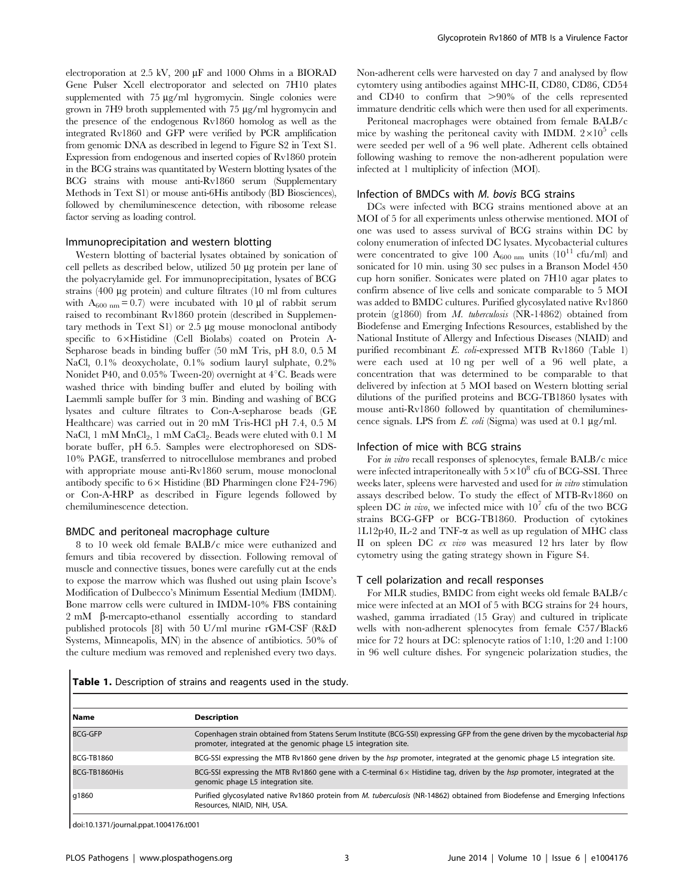electroporation at 2.5 kV, 200 μF and 1000 Ohms in a BIORAD Gene Pulser Xcell electroporator and selected on 7H10 plates supplemented with 75 μg/ml hygromycin. Single colonies were grown in 7H9 broth supplemented with 75 μg/ml hygromycin and the presence of the endogenous Rv1860 homolog as well as the integrated Rv1860 and GFP were verified by PCR amplification from genomic DNA as described in legend to Figure S2 in Text S1. Expression from endogenous and inserted copies of Rv1860 protein in the BCG strains was quantitated by Western blotting lysates of the BCG strains with mouse anti-Rv1860 serum (Supplementary Methods in Text S1) or mouse anti-6His antibody (BD Biosciences), followed by chemiluminescence detection, with ribosome release factor serving as loading control.

### Immunoprecipitation and western blotting

Western blotting of bacterial lysates obtained by sonication of cell pellets as described below, utilized 50 μg protein per lane of the polyacrylamide gel. For immunoprecipitation, lysates of BCG strains (400 μg protein) and culture filtrates (10 ml from cultures with $A_{600\ nm} = 0.7$) were incubated with 10 μl of rabbit serum raised to recombinant Rv1860 protein (described in Supplementary methods in Text S1) or 2.5 μg mouse monoclonal antibody specific to 6×Histidine (Cell Biolabs) coated on Protein A-Sepharose beads in binding buffer (50 mM Tris, pH 8.0, 0.5 M NaCl, 0.1% deoxycholate, 0.1% sodium lauryl sulphate, 0.2% Nonidet P40, and 0.05% Tween-20) overnight at 4°C. Beads were washed thrice with binding buffer and eluted by boiling with Laemmli sample buffer for 3 min. Binding and washing of BCG lysates and culture filtrates to Con-A-sepharose beads (GE Healthcare) was carried out in 20 mM Tris-HCl pH 7.4, 0.5 M NaCl, 1 mM $MnCl_2$, 1 mM $CaCl_2$. Beads were eluted with 0.1 M borate buffer, pH 6.5. Samples were electrophoresed on SDS-10% PAGE, transferred to nitrocellulose membranes and probed with appropriate mouse anti-Rv1860 serum, mouse monoclonal antibody specific to 6× Histidine (BD Pharmingen clone F24-796) or Con-A-HRP as described in Figure legends followed by chemiluminescence detection.

### BMDC and peritoneal macrophage culture

8 to 10 week old female BALB/c mice were euthanized and femurs and tibia recovered by dissection. Following removal of muscle and connective tissues, bones were carefully cut at the ends to expose the marrow which was flushed out using plain Iscove's Modification of Dulbecco's Minimum Essential Medium (IMDM). Bone marrow cells were cultured in IMDM-10% FBS containing 2 mM β-mercapto-ethanol essentially according to standard published protocols [8] with 50 U/ml murine rGM-CSF (R&D Systems, Minneapolis, MN) in the absence of antibiotics. 50% of the culture medium was removed and replenished every two days. Non-adherent cells were harvested on day 7 and analysed by flow cytomtery using antibodies against MHC-II, CD80, CD86, CD54 and CD40 to confirm that >90% of the cells represented immature dendritic cells which were then used for all experiments.

Peritoneal macrophages were obtained from female BALB/c mice by washing the peritoneal cavity with IMDM. $2\times10^5$ cells were seeded per well of a 96 well plate. Adherent cells obtained following washing to remove the non-adherent population were infected at 1 multiplicity of infection (MOI).

### Infection of BMDCs with *M. bovis* BCG strains

DCs were infected with BCG strains mentioned above at an MOI of 5 for all experiments unless otherwise mentioned. MOI of one was used to assess survival of BCG strains within DC by colony enumeration of infected DC lysates. Mycobacterial cultures were concentrated to give 100 $A_{600\ nm}$ units ($10^{11}$ cfu/ml) and sonicated for 10 min. using 30 sec pulses in a Branson Model 450 cup horn sonifier. Sonicates were plated on 7H10 agar plates to confirm absence of live cells and sonicate comparable to 5 MOI was added to BMDC cultures. Purified glycosylated native Rv1860 protein (g1860) from *M. tuberculosis* (NR-14862) obtained from Biodefense and Emerging Infections Resources, established by the National Institute of Allergy and Infectious Diseases (NIAID) and purified recombinant *E. coli*-expressed MTB Rv1860 (Table 1) were each used at 10 ng per well of a 96 well plate, a concentration that was determined to be comparable to that delivered by infection at 5 MOI based on Western blotting serial dilutions of the purified proteins and BCG-TB1860 lysates with mouse anti-Rv1860 followed by quantitation of chemiluminescence signals. LPS from *E. coli* (Sigma) was used at 0.1 μg/ml.

### Infection of mice with BCG strains

For *in vitro* recall responses of splenocytes, female BALB/c mice were infected intraperitoneally with $5\times10^8$ cfu of BCG-SSI. Three weeks later, spleens were harvested and used for *in vitro* stimulation assays described below. To study the effect of MTB-Rv1860 on spleen DC *in vivo*, we infected mice with $10^7$ cfu of the two BCG strains BCG-GFP or BCG-TB1860. Production of cytokines 1L12p40, IL-2 and TNF-α as well as up regulation of MHC class II on spleen DC *ex vivo* was measured 12 hrs later by flow cytometry using the gating strategy shown in Figure S4.

### T cell polarization and recall responses

For MLR studies, BMDC from eight weeks old female BALB/c mice were infected at an MOI of 5 with BCG strains for 24 hours, washed, gamma irradiated (15 Gray) and cultured in triplicate wells with non-adherent splenocytes from female C57/Black6 mice for 72 hours at DC: splenocyte ratios of 1:10, 1:20 and 1:100 in 96 well culture dishes. For syngeneic polarization studies, the

**Table 1.** Description of strains and reagents used in the study.

| Name | Description |
|---|---|
| BCG-GFP | Copenhagen strain obtained from Statens Serum Institute (BCG-SSI) expressing GFP from the gene driven by the mycobacterial *hsp* promoter, integrated at the genomic phage L5 integration site. |
| BCG-TB1860 | BCG-SSI expressing the MTB Rv1860 gene driven by the *hsp* promoter, integrated at the genomic phage L5 integration site. |
| BCG-TB1860His | BCG-SSI expressing the MTB Rv1860 gene with a C-terminal 6× Histidine tag, driven by the *hsp* promoter, integrated at the genomic phage L5 integration site. |
| g1860 | Purified glycosylated native Rv1860 protein from *M. tuberculosis* (NR-14862) obtained from Biodefense and Emerging Infections Resources, NIAID, NIH, USA. |

doi:10.1371/journal.ppat.1004176.t001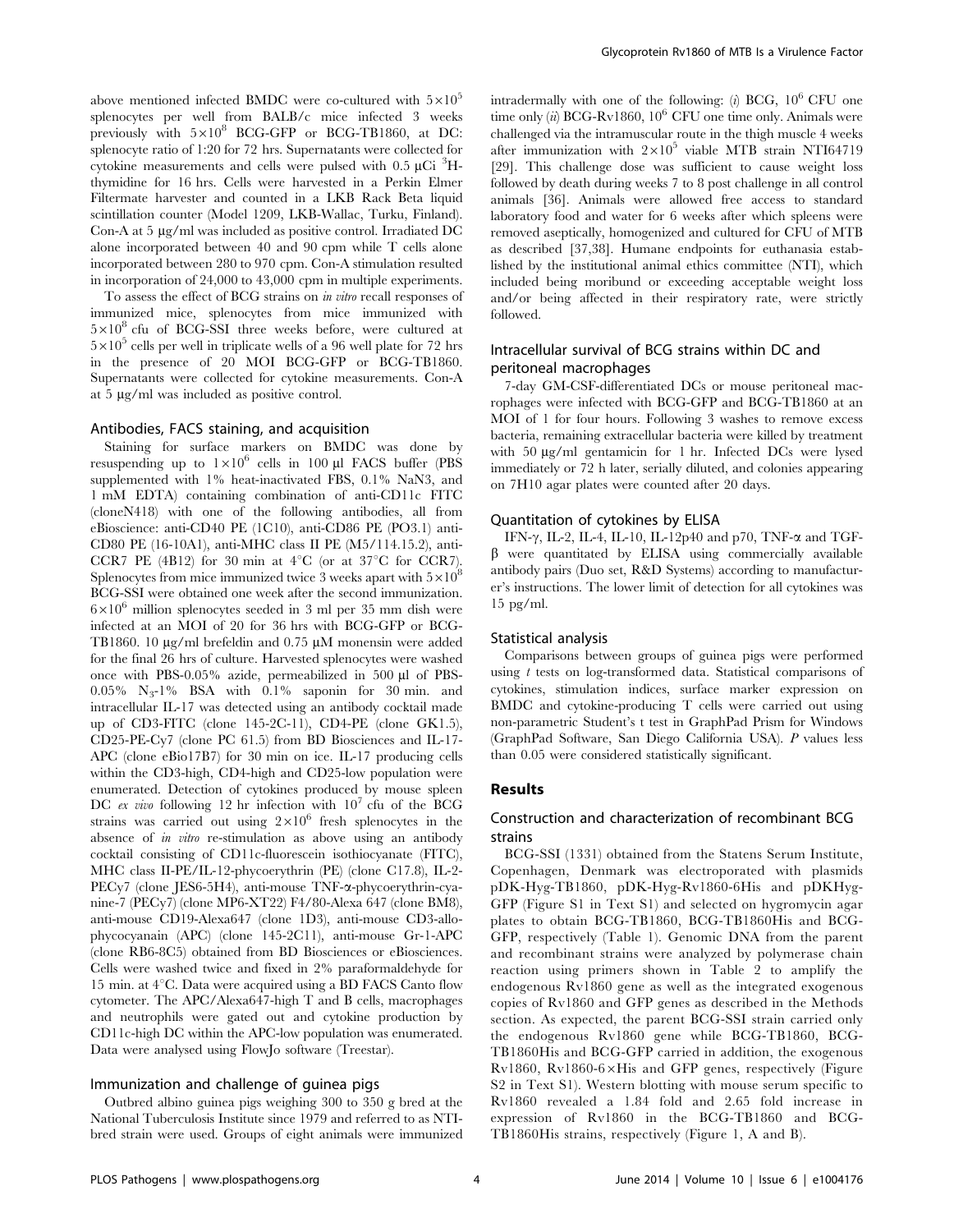above mentioned infected BMDC were co-cultured with $5\times10^5$ splenocytes per well from BALB/c mice infected 3 weeks previously with $5\times10^8$ BCG-GFP or BCG-TB1860, at DC: splenocyte ratio of 1:20 for 72 hrs. Supernatants were collected for cytokine measurements and cells were pulsed with 0.5 µCi $^3$H-thymidine for 16 hrs. Cells were harvested in a Perkin Elmer Filtermate harvester and counted in a LKB Rack Beta liquid scintillation counter (Model 1209, LKB-Wallac, Turku, Finland). Con-A at 5 µg/ml was included as positive control. Irradiated DC alone incorporated between 40 and 90 cpm while T cells alone incorporated between 280 to 970 cpm. Con-A stimulation resulted in incorporation of 24,000 to 43,000 cpm in multiple experiments.

To assess the effect of BCG strains on *in vitro* recall responses of immunized mice, splenocytes from mice immunized with $5\times10^8$ cfu of BCG-SSI three weeks before, were cultured at $5\times10^5$ cells per well in triplicate wells of a 96 well plate for 72 hrs in the presence of 20 MOI BCG-GFP or BCG-TB1860. Supernatants were collected for cytokine measurements. Con-A at 5 µg/ml was included as positive control.

### Antibodies, FACS staining, and acquisition

Staining for surface markers on BMDC was done by resuspending up to $1\times10^6$ cells in 100 µl FACS buffer (PBS supplemented with 1% heat-inactivated FBS, 0.1% NaN3, and 1 mM EDTA) containing combination of anti-CD11c FITC (cloneN418) with one of the following antibodies, all from eBioscience: anti-CD40 PE (1C10), anti-CD86 PE (PO3.1) anti-CD80 PE (16-10A1), anti-MHC class II PE (M5/114.15.2), anti-CCR7 PE (4B12) for 30 min at 4°C (or at 37°C for CCR7). Splenocytes from mice immunized twice 3 weeks apart with $5\times10^8$ BCG-SSI were obtained one week after the second immunization. $6\times10^6$ million splenocytes seeded in 3 ml per 35 mm dish were infected at an MOI of 20 for 36 hrs with BCG-GFP or BCG-TB1860. 10 µg/ml brefeldin and 0.75 µM monensin were added for the final 26 hrs of culture. Harvested splenocytes were washed once with PBS-0.05% azide, permeabilized in 500 µl of PBS-0.05% $N_3$-1% BSA with 0.1% saponin for 30 min. and intracellular IL-17 was detected using an antibody cocktail made up of CD3-FITC (clone 145-2C-11), CD4-PE (clone GK1.5), CD25-PE-Cy7 (clone PC 61.5) from BD Biosciences and IL-17-APC (clone eBio17B7) for 30 min on ice. IL-17 producing cells within the CD3-high, CD4-high and CD25-low population were enumerated. Detection of cytokines produced by mouse spleen DC *ex vivo* following 12 hr infection with $10^7$ cfu of the BCG strains was carried out using $2\times10^6$ fresh splenocytes in the absence of *in vitro* re-stimulation as above using an antibody cocktail consisting of CD11c-fluorescein isothiocyanate (FITC), MHC class II-PE/IL-12-phycoerythrin (PE) (clone C17.8), IL-2-PECy7 (clone JES6-5H4), anti-mouse TNF-α-phycoerythrin-cyanine-7 (PECy7) (clone MP6-XT22) F4/80-Alexa 647 (clone BM8), anti-mouse CD19-Alexa647 (clone 1D3), anti-mouse CD3-allophycocyanain (APC) (clone 145-2C11), anti-mouse Gr-1-APC (clone RB6-8C5) obtained from BD Biosciences or eBiosciences. Cells were washed twice and fixed in 2% paraformaldehyde for 15 min. at 4°C. Data were acquired using a BD FACS Canto flow cytometer. The APC/Alexa647-high T and B cells, macrophages and neutrophils were gated out and cytokine production by CD11c-high DC within the APC-low population was enumerated. Data were analysed using FlowJo software (Treestar).

### Immunization and challenge of guinea pigs

Outbred albino guinea pigs weighing 300 to 350 g bred at the National Tuberculosis Institute since 1979 and referred to as NTI-bred strain were used. Groups of eight animals were immunized intradermally with one of the following: (*i*) BCG, $10^6$ CFU one time only (*ii*) BCG-Rv1860, $10^6$ CFU one time only. Animals were challenged via the intramuscular route in the thigh muscle 4 weeks after immunization with $2\times10^5$ viable MTB strain NTI64719 [29]. This challenge dose was sufficient to cause weight loss followed by death during weeks 7 to 8 post challenge in all control animals [36]. Animals were allowed free access to standard laboratory food and water for 6 weeks after which spleens were removed aseptically, homogenized and cultured for CFU of MTB as described [37,38]. Humane endpoints for euthanasia established by the institutional animal ethics committee (NTI), which included being moribund or exceeding acceptable weight loss and/or being affected in their respiratory rate, were strictly followed.

### Intracellular survival of BCG strains within DC and peritoneal macrophages

7-day GM-CSF-differentiated DCs or mouse peritoneal macrophages were infected with BCG-GFP and BCG-TB1860 at an MOI of 1 for four hours. Following 3 washes to remove excess bacteria, remaining extracellular bacteria were killed by treatment with 50 µg/ml gentamicin for 1 hr. Infected DCs were lysed immediately or 72 h later, serially diluted, and colonies appearing on 7H10 agar plates were counted after 20 days.

### Quantitation of cytokines by ELISA

IFN-γ, IL-2, IL-4, IL-10, IL-12p40 and p70, TNF-α and TGF-β were quantitated by ELISA using commercially available antibody pairs (Duo set, R&D Systems) according to manufacturer's instructions. The lower limit of detection for all cytokines was 15 pg/ml.

### Statistical analysis

Comparisons between groups of guinea pigs were performed using *t* tests on log-transformed data. Statistical comparisons of cytokines, stimulation indices, surface marker expression on BMDC and cytokine-producing T cells were carried out using non-parametric Student's t test in GraphPad Prism for Windows (GraphPad Software, San Diego California USA). *P* values less than 0.05 were considered statistically significant.

## Results

### Construction and characterization of recombinant BCG strains

BCG-SSI (1331) obtained from the Statens Serum Institute, Copenhagen, Denmark was electroporated with plasmids pDK-Hyg-TB1860, pDK-Hyg-Rv1860-6His and pDKHyg-GFP (Figure S1 in Text S1) and selected on hygromycin agar plates to obtain BCG-TB1860, BCG-TB1860His and BCG-GFP, respectively (Table 1). Genomic DNA from the parent and recombinant strains were analyzed by polymerase chain reaction using primers shown in Table 2 to amplify the endogenous Rv1860 gene as well as the integrated exogenous copies of Rv1860 and GFP genes as described in the Methods section. As expected, the parent BCG-SSI strain carried only the endogenous Rv1860 gene while BCG-TB1860, BCG-TB1860His and BCG-GFP carried in addition, the exogenous Rv1860, Rv1860-6×His and GFP genes, respectively (Figure S2 in Text S1). Western blotting with mouse serum specific to Rv1860 revealed a 1.84 fold and 2.65 fold increase in expression of Rv1860 in the BCG-TB1860 and BCG-TB1860His strains, respectively (Figure 1, A and B).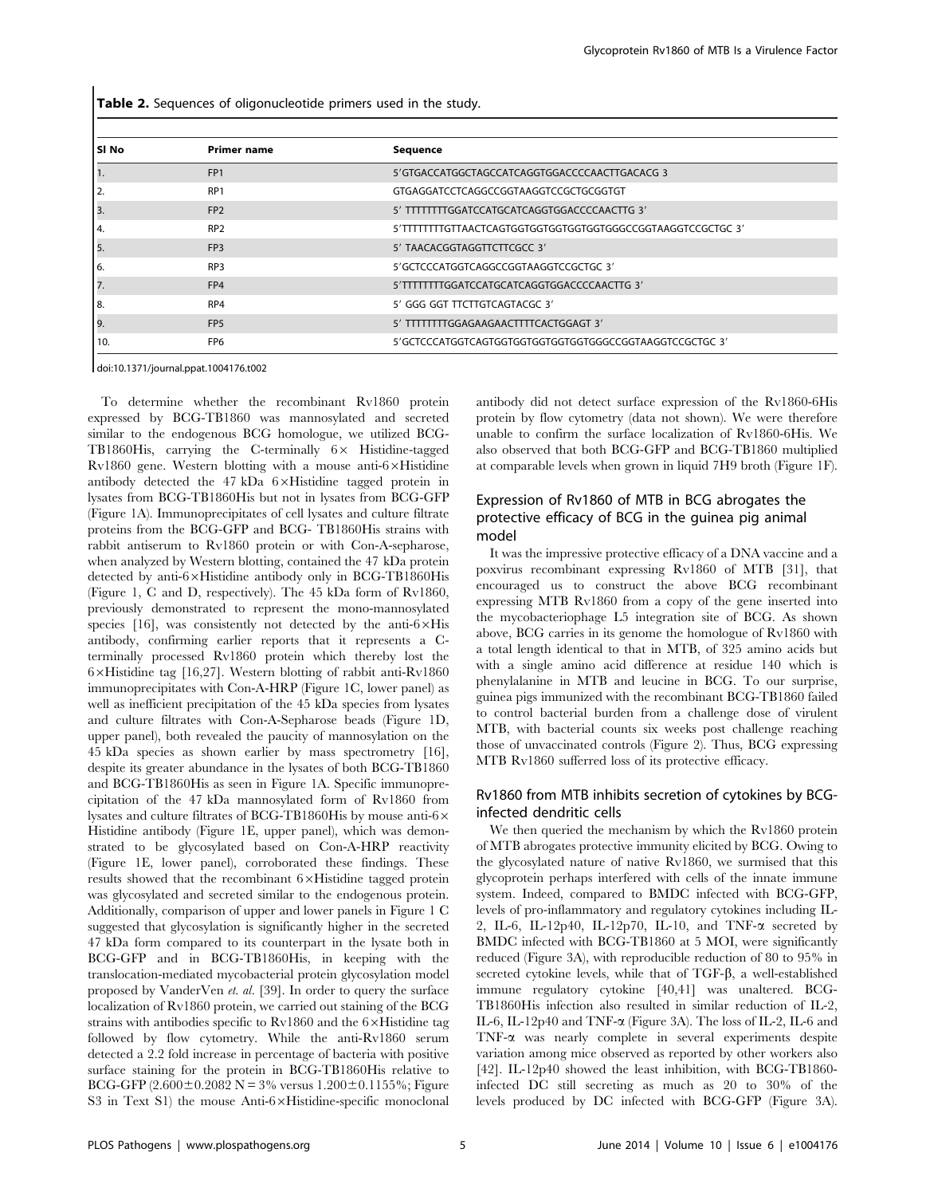**Table 2.** Sequences of oligonucleotide primers used in the study.

| Sl No | Primer name | Sequence |
|---|---|---|
| 1. | FP1 | 5′GTGACCATGGCTAGCCATCAGGTGGACCCCAACTTGACACG 3 |
| 2. | RP1 | GTGAGGATCCTCAGGCCGGTAAGGTCCGCTGCGGTGT |
| 3. | FP2 | 5′ TTTTTTTTGGATCCATGCATCAGGTGGACCCCAACTTG 3′ |
| 4. | RP2 | 5′TTTTTTTTGTTAACTCAGTGGTGGTGGTGGTGGTGGGCCGGTAAGGTCCGCTGC 3′ |
| 5. | FP3 | 5′ TAACACGGTAGGTTCTTCGCC 3′ |
| 6. | RP3 | 5′GCTCCCATGGTCAGGCCGGTAAGGTCCGCTGC 3′ |
| 7. | FP4 | 5′TTTTTTTTGGATCCATGCATCAGGTGGACCCCAACTTG 3′ |
| 8. | RP4 | 5′ GGG GGT TTCTTGTCAGTACGC 3′ |
| 9. | FP5 | 5′ TTTTTTTTGGAGAAGAACTTTTCACTGGAGT 3′ |
| 10. | FP6 | 5′GCTCCCATGGTCAGTGGTGGTGGTGGTGGTGGGCCGGTAAGGTCCGCTGC 3′ |

doi:10.1371/journal.ppat.1004176.t002

To determine whether the recombinant Rv1860 protein expressed by BCG-TB1860 was mannosylated and secreted similar to the endogenous BCG homologue, we utilized BCG-TB1860His, carrying the C-terminally 6× Histidine-tagged Rv1860 gene. Western blotting with a mouse anti-6×Histidine antibody detected the 47 kDa 6×Histidine tagged protein in lysates from BCG-TB1860His but not in lysates from BCG-GFP (Figure 1A). Immunoprecipitates of cell lysates and culture filtrate proteins from the BCG-GFP and BCG- TB1860His strains with rabbit antiserum to Rv1860 protein or with Con-A-sepharose, when analyzed by Western blotting, contained the 47 kDa protein detected by anti-6×Histidine antibody only in BCG-TB1860His (Figure 1, C and D, respectively). The 45 kDa form of Rv1860, previously demonstrated to represent the mono-mannosylated species [16], was consistently not detected by the anti-6×His antibody, confirming earlier reports that it represents a C-terminally processed Rv1860 protein which thereby lost the 6×Histidine tag [16,27]. Western blotting of rabbit anti-Rv1860 immunoprecipitates with Con-A-HRP (Figure 1C, lower panel) as well as inefficient precipitation of the 45 kDa species from lysates and culture filtrates with Con-A-Sepharose beads (Figure 1D, upper panel), both revealed the paucity of mannosylation on the 45 kDa species as shown earlier by mass spectrometry [16], despite its greater abundance in the lysates of both BCG-TB1860 and BCG-TB1860His as seen in Figure 1A. Specific immunoprecipitation of the 47 kDa mannosylated form of Rv1860 from lysates and culture filtrates of BCG-TB1860His by mouse anti-6× Histidine antibody (Figure 1E, upper panel), which was demonstrated to be glycosylated based on Con-A-HRP reactivity (Figure 1E, lower panel), corroborated these findings. These results showed that the recombinant 6×Histidine tagged protein was glycosylated and secreted similar to the endogenous protein. Additionally, comparison of upper and lower panels in Figure 1 C suggested that glycosylation is significantly higher in the secreted 47 kDa form compared to its counterpart in the lysate both in BCG-GFP and in BCG-TB1860His, in keeping with the translocation-mediated mycobacterial protein glycosylation model proposed by VanderVen *et. al.* [39]. In order to query the surface localization of Rv1860 protein, we carried out staining of the BCG strains with antibodies specific to Rv1860 and the 6×Histidine tag followed by flow cytometry. While the anti-Rv1860 serum detected a 2.2 fold increase in percentage of bacteria with positive surface staining for the protein in BCG-TB1860His relative to BCG-GFP ($2.600 \pm 0.2082$ N = 3% versus $1.200 \pm 0.1155$%; Figure S3 in Text S1) the mouse Anti-6×Histidine-specific monoclonal antibody did not detect surface expression of the Rv1860-6His protein by flow cytometry (data not shown). We were therefore unable to confirm the surface localization of Rv1860-6His. We also observed that both BCG-GFP and BCG-TB1860 multiplied at comparable levels when grown in liquid 7H9 broth (Figure 1F).

## Expression of Rv1860 of MTB in BCG abrogates the protective efficacy of BCG in the guinea pig animal model

It was the impressive protective efficacy of a DNA vaccine and a poxvirus recombinant expressing Rv1860 of MTB [31], that encouraged us to construct the above BCG recombinant expressing MTB Rv1860 from a copy of the gene inserted into the mycobacteriophage L5 integration site of BCG. As shown above, BCG carries in its genome the homologue of Rv1860 with a total length identical to that in MTB, of 325 amino acids but with a single amino acid difference at residue 140 which is phenylalanine in MTB and leucine in BCG. To our surprise, guinea pigs immunized with the recombinant BCG-TB1860 failed to control bacterial burden from a challenge dose of virulent MTB, with bacterial counts six weeks post challenge reaching those of unvaccinated controls (Figure 2). Thus, BCG expressing MTB Rv1860 sufferred loss of its protective efficacy.

## Rv1860 from MTB inhibits secretion of cytokines by BCG-infected dendritic cells

We then queried the mechanism by which the Rv1860 protein of MTB abrogates protective immunity elicited by BCG. Owing to the glycosylated nature of native Rv1860, we surmised that this glycoprotein perhaps interfered with cells of the innate immune system. Indeed, compared to BMDC infected with BCG-GFP, levels of pro-inflammatory and regulatory cytokines including IL-2, IL-6, IL-12p40, IL-12p70, IL-10, and TNF-α secreted by BMDC infected with BCG-TB1860 at 5 MOI, were significantly reduced (Figure 3A), with reproducible reduction of 80 to 95% in secreted cytokine levels, while that of TGF-β, a well-established immune regulatory cytokine [40,41] was unaltered. BCG-TB1860His infection also resulted in similar reduction of IL-2, IL-6, IL-12p40 and TNF-α (Figure 3A). The loss of IL-2, IL-6 and TNF-α was nearly complete in several experiments despite variation among mice observed as reported by other workers also [42]. IL-12p40 showed the least inhibition, with BCG-TB1860-infected DC still secreting as much as 20 to 30% of the levels produced by DC infected with BCG-GFP (Figure 3A).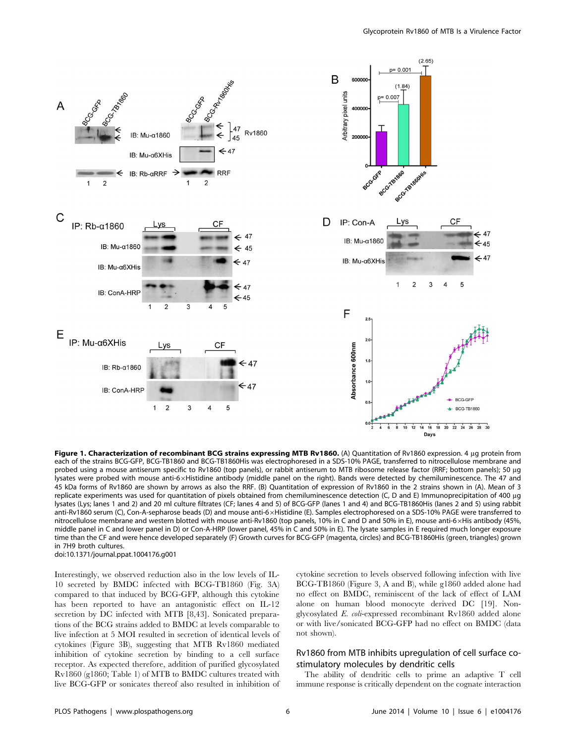**Figure 1. Characterization of recombinant BCG strains expressing MTB Rv1860.** (A) Quantitation of Rv1860 expression. 4 µg protein from each of the strains BCG-GFP, BCG-TB1860 and BCG-TB1860His was electrophoresed in a SDS-10% PAGE, transferred to nitrocellulose membrane and probed using a mouse antiserum specific to Rv1860 (top panels), or rabbit antiserum to MTB ribosome release factor (RRF; bottom panels); 50 µg lysates were probed with mouse anti-6×Histidine antibody (middle panel on the right). Bands were detected by chemiluminescence. The 47 and 45 kDa forms of Rv1860 are shown by arrows as also the RRF. (B) Quantitation of expression of Rv1860 in the 2 strains shown in (A). Mean of 3 replicate experiments was used for quantitation of pixels obtained from chemiluminescence detection (C, D and E) Immunoprecipitation of 400 µg lysates (Lys; lanes 1 and 2) and 20 ml culture filtrates (CF; lanes 4 and 5) of BCG-GFP (lanes 1 and 4) and BCG-TB1860His (lanes 2 and 5) using rabbit anti-Rv1860 serum (C), Con-A-sepharose beads (D) and mouse anti-6×Histidine (E). Samples electrophoresed on a SDS-10% PAGE were transferred to nitrocellulose membrane and western blotted with mouse anti-Rv1860 (top panels, 10% in C and D and 50% in E), mouse anti-6×His antibody (45%, middle panel in C and lower panel in D) or Con-A-HRP (lower panel, 45% in C and 50% in E). The lysate samples in E required much longer exposure time than the CF and were hence developed separately (F) Growth curves for BCG-GFP (magenta, circles) and BCG-TB1860His (green, triangles) grown in 7H9 broth cultures.
doi:10.1371/journal.ppat.1004176.g001

Interestingly, we observed reduction also in the low levels of IL-10 secreted by BMDC infected with BCG-TB1860 (Fig. 3A) compared to that induced by BCG-GFP, although this cytokine has been reported to have an antagonistic effect on IL-12 secretion by DC infected with MTB [8,43]. Sonicated preparations of the BCG strains added to BMDC at levels comparable to live infection at 5 MOI resulted in secretion of identical levels of cytokines (Figure 3B), suggesting that MTB Rv1860 mediated inhibition of cytokine secretion by binding to a cell surface receptor. As expected therefore, addition of purified glycosylated Rv1860 (g1860; Table 1) of MTB to BMDC cultures treated with live BCG-GFP or sonicates thereof also resulted in inhibition of cytokine secretion to levels observed following infection with live BCG-TB1860 (Figure 3, A and B), while g1860 added alone had no effect on BMDC, reminiscent of the lack of effect of LAM alone on human blood monocyte derived DC [19]. Non-glycosylated *E. coli*-expressed recombinant Rv1860 added alone or with live/sonicated BCG-GFP had no effect on BMDC (data not shown).

## Rv1860 from MTB inhibits upregulation of cell surface co-stimulatory molecules by dendritic cells

The ability of dendritic cells to prime an adaptive T cell immune response is critically dependent on the cognate interaction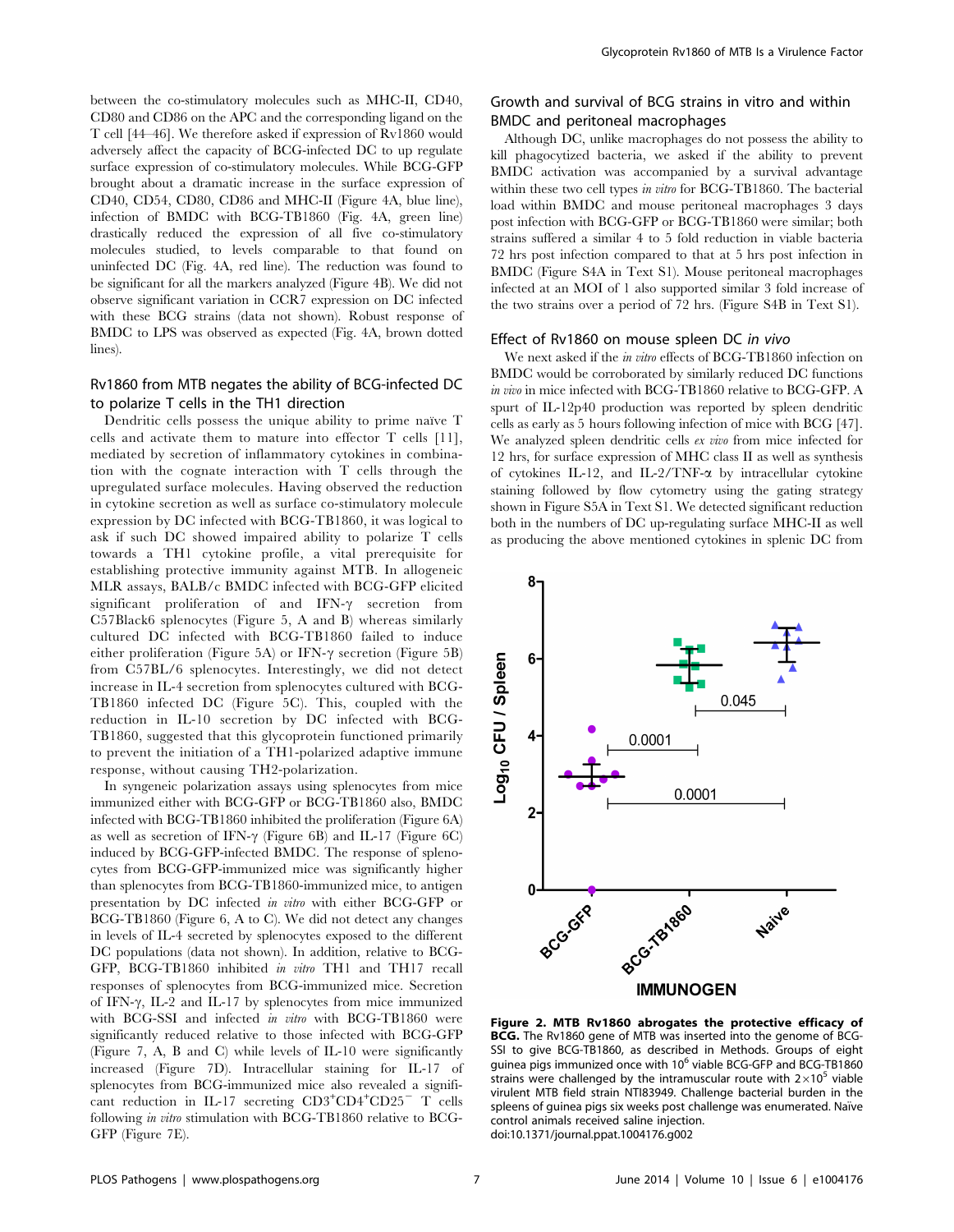between the co-stimulatory molecules such as MHC-II, CD40, CD80 and CD86 on the APC and the corresponding ligand on the T cell [44–46]. We therefore asked if expression of Rv1860 would adversely affect the capacity of BCG-infected DC to up regulate surface expression of co-stimulatory molecules. While BCG-GFP brought about a dramatic increase in the surface expression of CD40, CD54, CD80, CD86 and MHC-II (Figure 4A, blue line), infection of BMDC with BCG-TB1860 (Fig. 4A, green line) drastically reduced the expression of all five co-stimulatory molecules studied, to levels comparable to that found on uninfected DC (Fig. 4A, red line). The reduction was found to be significant for all the markers analyzed (Figure 4B). We did not observe significant variation in CCR7 expression on DC infected with these BCG strains (data not shown). Robust response of BMDC to LPS was observed as expected (Fig. 4A, brown dotted lines).

### Rv1860 from MTB negates the ability of BCG-infected DC to polarize T cells in the TH1 direction

Dendritic cells possess the unique ability to prime naïve T cells and activate them to mature into effector T cells [11], mediated by secretion of inflammatory cytokines in combination with the cognate interaction with T cells through the upregulated surface molecules. Having observed the reduction in cytokine secretion as well as surface co-stimulatory molecule expression by DC infected with BCG-TB1860, it was logical to ask if such DC showed impaired ability to polarize T cells towards a TH1 cytokine profile, a vital prerequisite for establishing protective immunity against MTB. In allogeneic MLR assays, BALB/c BMDC infected with BCG-GFP elicited significant proliferation of and IFN-γ secretion from C57Black6 splenocytes (Figure 5, A and B) whereas similarly cultured DC infected with BCG-TB1860 failed to induce either proliferation (Figure 5A) or IFN-γ secretion (Figure 5B) from C57BL/6 splenocytes. Interestingly, we did not detect increase in IL-4 secretion from splenocytes cultured with BCG-TB1860 infected DC (Figure 5C). This, coupled with the reduction in IL-10 secretion by DC infected with BCG-TB1860, suggested that this glycoprotein functioned primarily to prevent the initiation of a TH1-polarized adaptive immune response, without causing TH2-polarization.

In syngeneic polarization assays using splenocytes from mice immunized either with BCG-GFP or BCG-TB1860 also, BMDC infected with BCG-TB1860 inhibited the proliferation (Figure 6A) as well as secretion of IFN-γ (Figure 6B) and IL-17 (Figure 6C) induced by BCG-GFP-infected BMDC. The response of splenocytes from BCG-GFP-immunized mice was significantly higher than splenocytes from BCG-TB1860-immunized mice, to antigen presentation by DC infected *in vitro* with either BCG-GFP or BCG-TB1860 (Figure 6, A to C). We did not detect any changes in levels of IL-4 secreted by splenocytes exposed to the different DC populations (data not shown). In addition, relative to BCG-GFP, BCG-TB1860 inhibited *in vitro* TH1 and TH17 recall responses of splenocytes from BCG-immunized mice. Secretion of IFN-γ, IL-2 and IL-17 by splenocytes from mice immunized with BCG-SSI and infected *in vitro* with BCG-TB1860 were significantly reduced relative to those infected with BCG-GFP (Figure 7, A, B and C) while levels of IL-10 were significantly increased (Figure 7D). Intracellular staining for IL-17 of splenocytes from BCG-immunized mice also revealed a significant reduction in IL-17 secreting $CD3^{+}CD4^{+}CD25^{-}$ T cells following *in vitro* stimulation with BCG-TB1860 relative to BCG-GFP (Figure 7E).

### Growth and survival of BCG strains in vitro and within BMDC and peritoneal macrophages

Although DC, unlike macrophages do not possess the ability to kill phagocytized bacteria, we asked if the ability to prevent BMDC activation was accompanied by a survival advantage within these two cell types *in vitro* for BCG-TB1860. The bacterial load within BMDC and mouse peritoneal macrophages 3 days post infection with BCG-GFP or BCG-TB1860 were similar; both strains suffered a similar 4 to 5 fold reduction in viable bacteria 72 hrs post infection compared to that at 5 hrs post infection in BMDC (Figure S4A in Text S1). Mouse peritoneal macrophages infected at an MOI of 1 also supported similar 3 fold increase of the two strains over a period of 72 hrs. (Figure S4B in Text S1).

### Effect of Rv1860 on mouse spleen DC *in vivo*

We next asked if the *in vitro* effects of BCG-TB1860 infection on BMDC would be corroborated by similarly reduced DC functions *in vivo* in mice infected with BCG-TB1860 relative to BCG-GFP. A spurt of IL-12p40 production was reported by spleen dendritic cells as early as 5 hours following infection of mice with BCG [47]. We analyzed spleen dendritic cells *ex vivo* from mice infected for 12 hrs, for surface expression of MHC class II as well as synthesis of cytokines IL-12, and IL-2/TNF-α by intracellular cytokine staining followed by flow cytometry using the gating strategy shown in Figure S5A in Text S1. We detected significant reduction both in the numbers of DC up-regulating surface MHC-II as well as producing the above mentioned cytokines in splenic DC from

**Figure 2. MTB Rv1860 abrogates the protective efficacy of BCG.** The Rv1860 gene of MTB was inserted into the genome of BCG-SSI to give BCG-TB1860, as described in Methods. Groups of eight guinea pigs immunized once with $10^{6}$ viable BCG-GFP and BCG-TB1860 strains were challenged by the intramuscular route with $2\times10^{5}$ viable virulent MTB field strain NTI83949. Challenge bacterial burden in the spleens of guinea pigs six weeks post challenge was enumerated. Naïve control animals received saline injection.
doi:10.1371/journal.ppat.1004176.g002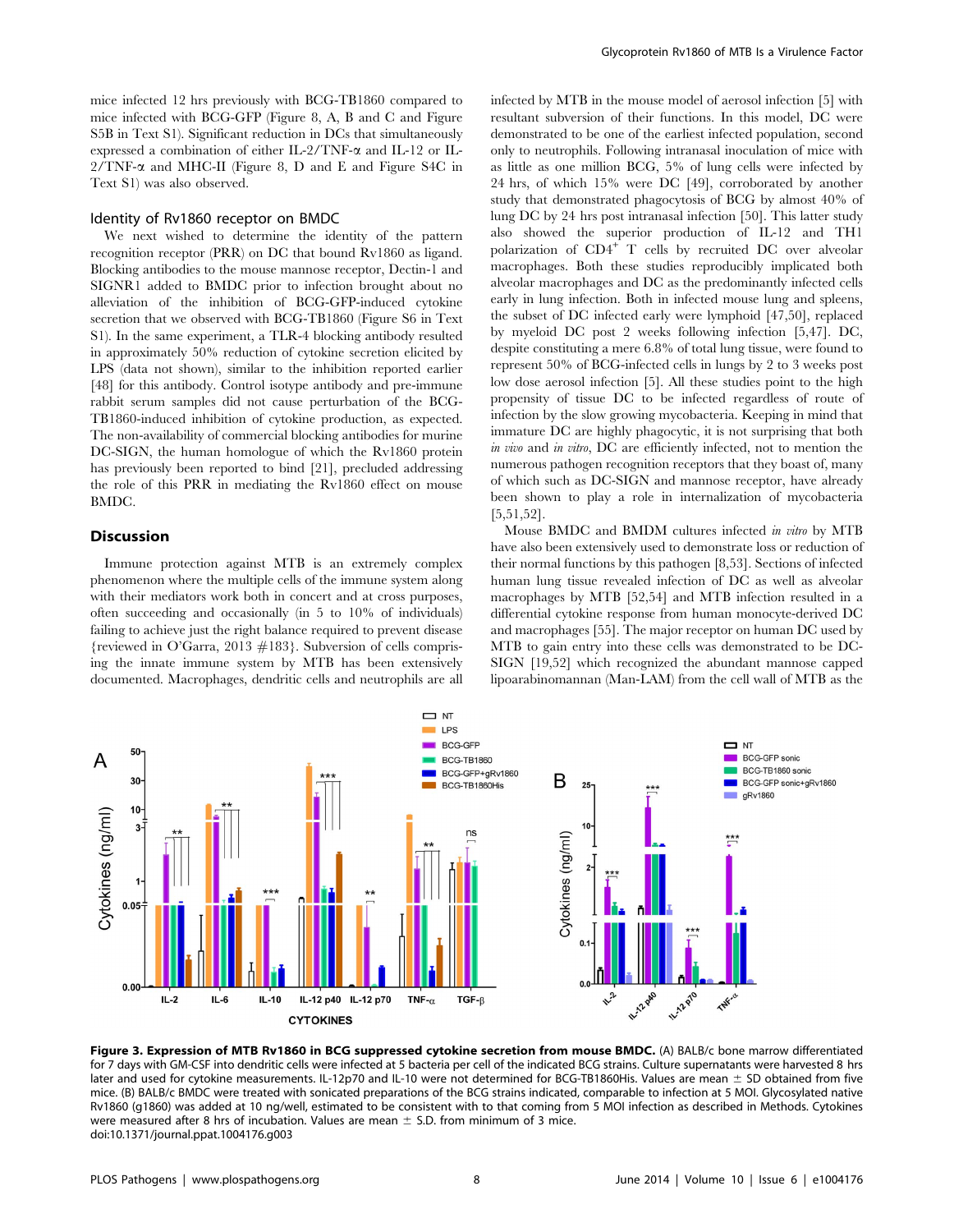mice infected 12 hrs previously with BCG-TB1860 compared to mice infected with BCG-GFP (Figure 8, A, B and C and Figure S5B in Text S1). Significant reduction in DCs that simultaneously expressed a combination of either IL-2/TNF-α and IL-12 or IL-2/TNF-α and MHC-II (Figure 8, D and E and Figure S4C in Text S1) was also observed.

### Identity of Rv1860 receptor on BMDC

We next wished to determine the identity of the pattern recognition receptor (PRR) on DC that bound Rv1860 as ligand. Blocking antibodies to the mouse mannose receptor, Dectin-1 and SIGNR1 added to BMDC prior to infection brought about no alleviation of the inhibition of BCG-GFP-induced cytokine secretion that we observed with BCG-TB1860 (Figure S6 in Text S1). In the same experiment, a TLR-4 blocking antibody resulted in approximately 50% reduction of cytokine secretion elicited by LPS (data not shown), similar to the inhibition reported earlier [48] for this antibody. Control isotype antibody and pre-immune rabbit serum samples did not cause perturbation of the BCG-TB1860-induced inhibition of cytokine production, as expected. The non-availability of commercial blocking antibodies for murine DC-SIGN, the human homologue of which the Rv1860 protein has previously been reported to bind [21], precluded addressing the role of this PRR in mediating the Rv1860 effect on mouse BMDC.

## Discussion

Immune protection against MTB is an extremely complex phenomenon where the multiple cells of the immune system along with their mediators work both in concert and at cross purposes, often succeeding and occasionally (in 5 to 10% of individuals) failing to achieve just the right balance required to prevent disease {reviewed in O'Garra, 2013 #183}. Subversion of cells comprising the innate immune system by MTB has been extensively documented. Macrophages, dendritic cells and neutrophils are all infected by MTB in the mouse model of aerosol infection [5] with resultant subversion of their functions. In this model, DC were demonstrated to be one of the earliest infected population, second only to neutrophils. Following intranasal inoculation of mice with as little as one million BCG, 5% of lung cells were infected by 24 hrs, of which 15% were DC [49], corroborated by another study that demonstrated phagocytosis of BCG by almost 40% of lung DC by 24 hrs post intranasal infection [50]. This latter study also showed the superior production of IL-12 and TH1 polarization of CD4$^{+}$ T cells by recruited DC over alveolar macrophages. Both these studies reproducibly implicated both alveolar macrophages and DC as the predominantly infected cells early in lung infection. Both in infected mouse lung and spleens, the subset of DC infected early were lymphoid [47,50], replaced by myeloid DC post 2 weeks following infection [5,47]. DC, despite constituting a mere 6.8% of total lung tissue, were found to represent 50% of BCG-infected cells in lungs by 2 to 3 weeks post low dose aerosol infection [5]. All these studies point to the high propensity of tissue DC to be infected regardless of route of infection by the slow growing mycobacteria. Keeping in mind that immature DC are highly phagocytic, it is not surprising that both *in vivo* and *in vitro*, DC are efficiently infected, not to mention the numerous pathogen recognition receptors that they boast of, many of which such as DC-SIGN and mannose receptor, have already been shown to play a role in internalization of mycobacteria [5,51,52].

Mouse BMDC and BMDM cultures infected *in vitro* by MTB have also been extensively used to demonstrate loss or reduction of their normal functions by this pathogen [8,53]. Sections of infected human lung tissue revealed infection of DC as well as alveolar macrophages by MTB [52,54] and MTB infection resulted in a differential cytokine response from human monocyte-derived DC and macrophages [55]. The major receptor on human DC used by MTB to gain entry into these cells was demonstrated to be DC-SIGN [19,52] which recognized the abundant mannose capped lipoarabinomannan (Man-LAM) from the cell wall of MTB as the

**Figure 3. Expression of MTB Rv1860 in BCG suppressed cytokine secretion from mouse BMDC.** (A) BALB/c bone marrow differentiated for 7 days with GM-CSF into dendritic cells were infected at 5 bacteria per cell of the indicated BCG strains. Culture supernatants were harvested 8 hrs later and used for cytokine measurements. IL-12p70 and IL-10 were not determined for BCG-TB1860His. Values are mean ± SD obtained from five mice. (B) BALB/c BMDC were treated with sonicated preparations of the BCG strains indicated, comparable to infection at 5 MOI. Glycosylated native Rv1860 (g1860) was added at 10 ng/well, estimated to be consistent with that coming from 5 MOI infection as described in Methods. Cytokines were measured after 8 hrs of incubation. Values are mean ± S.D. from minimum of 3 mice.
doi:10.1371/journal.ppat.1004176.g003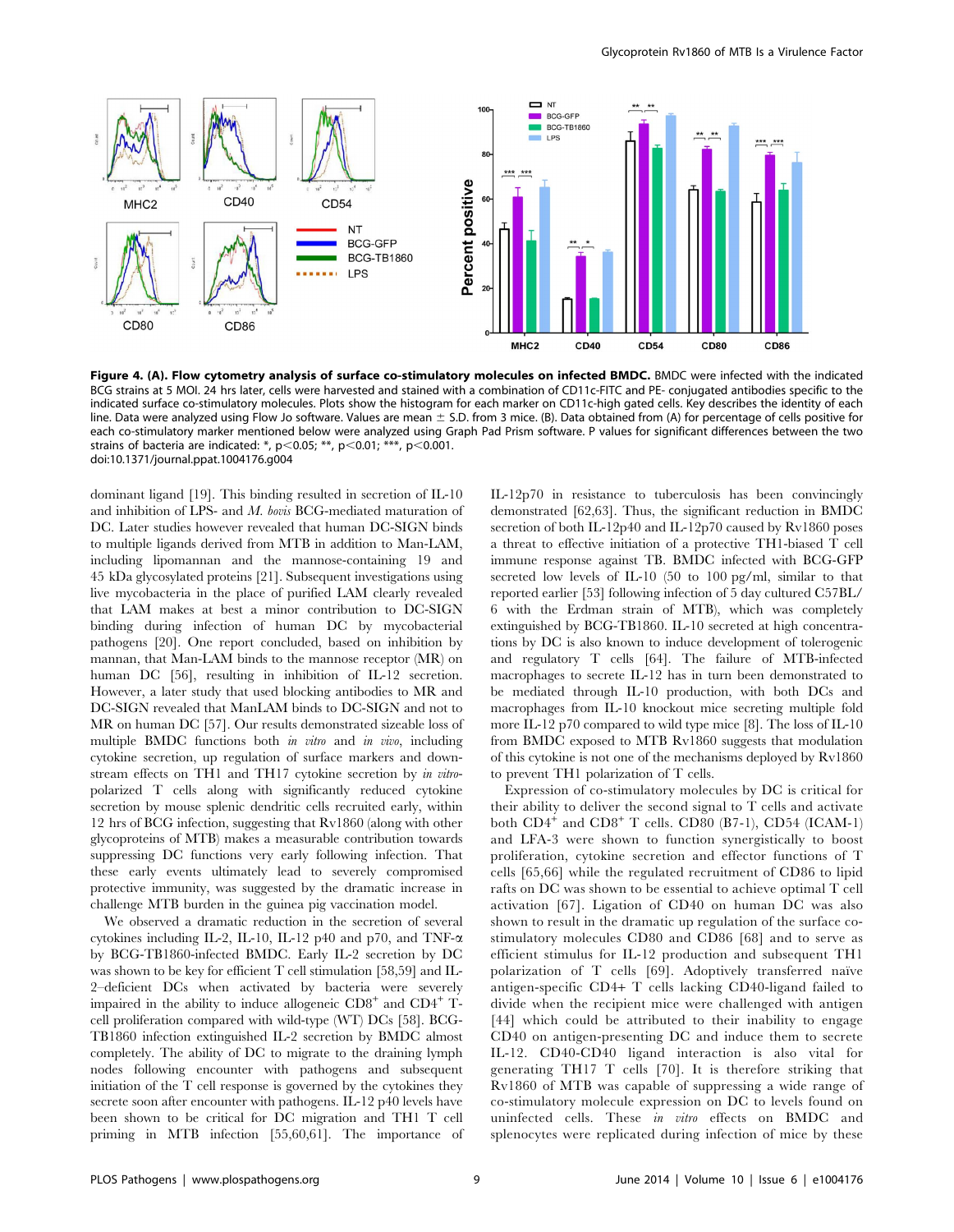**Figure 4. (A). Flow cytometry analysis of surface co-stimulatory molecules on infected BMDC.** BMDC were infected with the indicated BCG strains at 5 MOI. 24 hrs later, cells were harvested and stained with a combination of CD11c-FITC and PE- conjugated antibodies specific to the indicated surface co-stimulatory molecules. Plots show the histogram for each marker on CD11c-high gated cells. Key describes the identity of each line. Data were analyzed using Flow Jo software. Values are mean ± S.D. from 3 mice. (B). Data obtained from (A) for percentage of cells positive for each co-stimulatory marker mentioned below were analyzed using Graph Pad Prism software. P values for significant differences between the two strains of bacteria are indicated: *, p<0.05; **, p<0.01; ***, p<0.001.
doi:10.1371/journal.ppat.1004176.g004

dominant ligand [19]. This binding resulted in secretion of IL-10 and inhibition of LPS- and *M. bovis* BCG-mediated maturation of DC. Later studies however revealed that human DC-SIGN binds to multiple ligands derived from MTB in addition to Man-LAM, including lipomannan and the mannose-containing 19 and 45 kDa glycosylated proteins [21]. Subsequent investigations using live mycobacteria in the place of purified LAM clearly revealed that LAM makes at best a minor contribution to DC-SIGN binding during infection of human DC by mycobacterial pathogens [20]. One report concluded, based on inhibition by mannan, that Man-LAM binds to the mannose receptor (MR) on human DC [56], resulting in inhibition of IL-12 secretion. However, a later study that used blocking antibodies to MR and DC-SIGN revealed that ManLAM binds to DC-SIGN and not to MR on human DC [57]. Our results demonstrated sizeable loss of multiple BMDC functions both *in vitro* and *in vivo*, including cytokine secretion, up regulation of surface markers and downstream effects on TH1 and TH17 cytokine secretion by *in vitro*-polarized T cells along with significantly reduced cytokine secretion by mouse splenic dendritic cells recruited early, within 12 hrs of BCG infection, suggesting that Rv1860 (along with other glycoproteins of MTB) makes a measurable contribution towards suppressing DC functions very early following infection. That these early events ultimately lead to severely compromised protective immunity, was suggested by the dramatic increase in challenge MTB burden in the guinea pig vaccination model.

We observed a dramatic reduction in the secretion of several cytokines including IL-2, IL-10, IL-12 p40 and p70, and TNF-α by BCG-TB1860-infected BMDC. Early IL-2 secretion by DC was shown to be key for efficient T cell stimulation [58,59] and IL-2–deficient DCs when activated by bacteria were severely impaired in the ability to induce allogeneic $CD8^+$ and $CD4^+$ T-cell proliferation compared with wild-type (WT) DCs [58]. BCG-TB1860 infection extinguished IL-2 secretion by BMDC almost completely. The ability of DC to migrate to the draining lymph nodes following encounter with pathogens and subsequent initiation of the T cell response is governed by the cytokines they secrete soon after encounter with pathogens. IL-12 p40 levels have been shown to be critical for DC migration and TH1 T cell priming in MTB infection [55,60,61]. The importance of IL-12p70 in resistance to tuberculosis has been convincingly demonstrated [62,63]. Thus, the significant reduction in BMDC secretion of both IL-12p40 and IL-12p70 caused by Rv1860 poses a threat to effective initiation of a protective TH1-biased T cell immune response against TB. BMDC infected with BCG-GFP secreted low levels of IL-10 (50 to 100 pg/ml, similar to that reported earlier [53] following infection of 5 day cultured C57BL/6 with the Erdman strain of MTB), which was completely extinguished by BCG-TB1860. IL-10 secreted at high concentrations by DC is also known to induce development of tolerogenic and regulatory T cells [64]. The failure of MTB-infected macrophages to secrete IL-12 has in turn been demonstrated to be mediated through IL-10 production, with both DCs and macrophages from IL-10 knockout mice secreting multiple fold more IL-12 p70 compared to wild type mice [8]. The loss of IL-10 from BMDC exposed to MTB Rv1860 suggests that modulation of this cytokine is not one of the mechanisms deployed by Rv1860 to prevent TH1 polarization of T cells.

Expression of co-stimulatory molecules by DC is critical for their ability to deliver the second signal to T cells and activate both $CD4^+$ and $CD8^+$ T cells. CD80 (B7-1), CD54 (ICAM-1) and LFA-3 were shown to function synergistically to boost proliferation, cytokine secretion and effector functions of T cells [65,66] while the regulated recruitment of CD86 to lipid rafts on DC was shown to be essential to achieve optimal T cell activation [67]. Ligation of CD40 on human DC was also shown to result in the dramatic up regulation of the surface co-stimulatory molecules CD80 and CD86 [68] and to serve as efficient stimulus for IL-12 production and subsequent TH1 polarization of T cells [69]. Adoptively transferred naïve antigen-specific CD4+ T cells lacking CD40-ligand failed to divide when the recipient mice were challenged with antigen [44] which could be attributed to their inability to engage CD40 on antigen-presenting DC and induce them to secrete IL-12. CD40-CD40 ligand interaction is also vital for generating TH17 T cells [70]. It is therefore striking that Rv1860 of MTB was capable of suppressing a wide range of co-stimulatory molecule expression on DC to levels found on uninfected cells. These *in vitro* effects on BMDC and splenocytes were replicated during infection of mice by these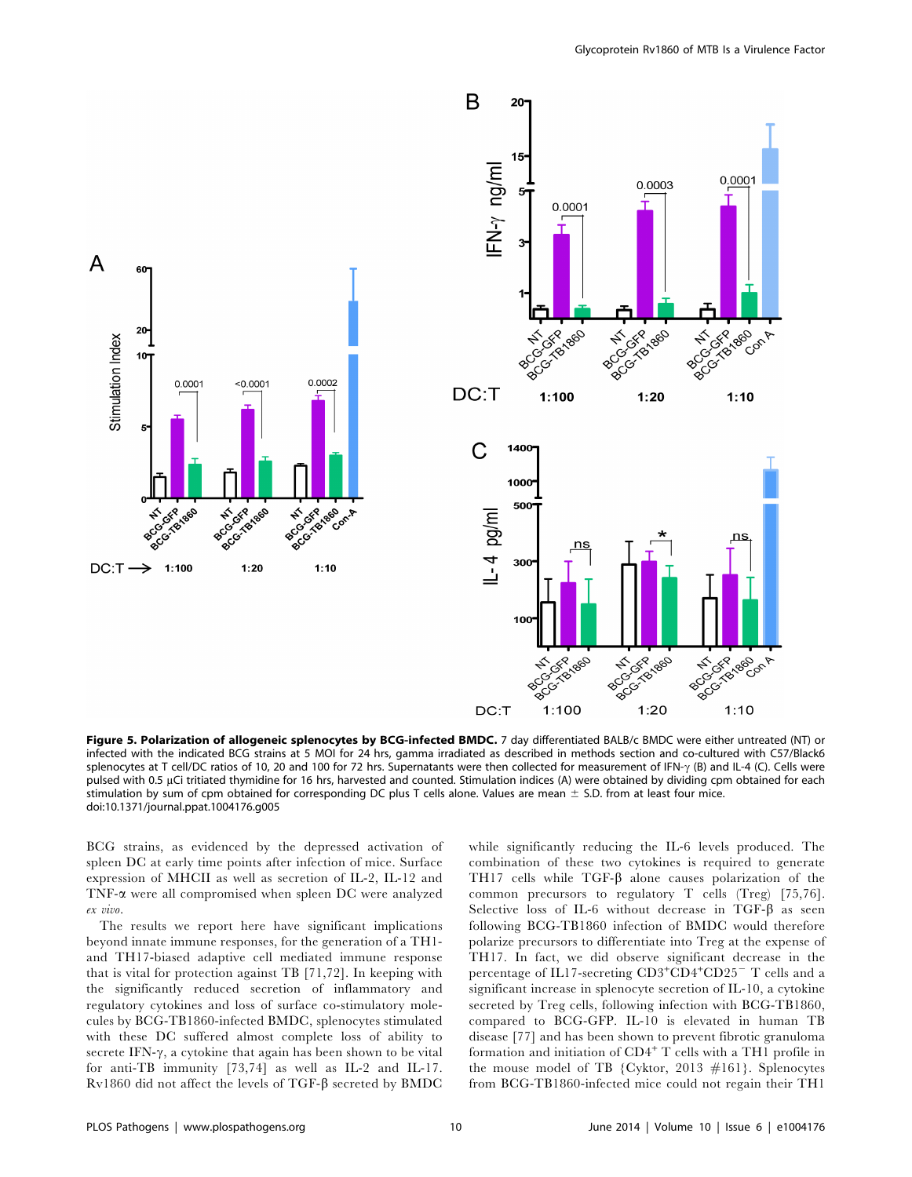**Figure 5. Polarization of allogeneic splenocytes by BCG-infected BMDC.** 7 day differentiated BALB/c BMDC were either untreated (NT) or infected with the indicated BCG strains at 5 MOI for 24 hrs, gamma irradiated as described in methods section and co-cultured with C57/Black6 splenocytes at T cell/DC ratios of 10, 20 and 100 for 72 hrs. Supernatants were then collected for measurement of IFN-γ (B) and IL-4 (C). Cells were pulsed with 0.5 μCi tritiated thymidine for 16 hrs, harvested and counted. Stimulation indices (A) were obtained by dividing cpm obtained for each stimulation by sum of cpm obtained for corresponding DC plus T cells alone. Values are mean ± S.D. from at least four mice.
doi:10.1371/journal.ppat.1004176.g005

BCG strains, as evidenced by the depressed activation of spleen DC at early time points after infection of mice. Surface expression of MHCII as well as secretion of IL-2, IL-12 and TNF-α were all compromised when spleen DC were analyzed *ex vivo*.

The results we report here have significant implications beyond innate immune responses, for the generation of a TH1- and TH17-biased adaptive cell mediated immune response that is vital for protection against TB [71,72]. In keeping with the significantly reduced secretion of inflammatory and regulatory cytokines and loss of surface co-stimulatory molecules by BCG-TB1860-infected BMDC, splenocytes stimulated with these DC suffered almost complete loss of ability to secrete IFN-γ, a cytokine that again has been shown to be vital for anti-TB immunity [73,74] as well as IL-2 and IL-17. Rv1860 did not affect the levels of TGF-β secreted by BMDC while significantly reducing the IL-6 levels produced. The combination of these two cytokines is required to generate TH17 cells while TGF-β alone causes polarization of the common precursors to regulatory T cells (Treg) [75,76]. Selective loss of IL-6 without decrease in TGF-β as seen following BCG-TB1860 infection of BMDC would therefore polarize precursors to differentiate into Treg at the expense of TH17. In fact, we did observe significant decrease in the percentage of IL17-secreting $CD3^{+}CD4^{+}CD25^{-}$ T cells and a significant increase in splenocyte secretion of IL-10, a cytokine secreted by Treg cells, following infection with BCG-TB1860, compared to BCG-GFP. IL-10 is elevated in human TB disease [77] and has been shown to prevent fibrotic granuloma formation and initiation of $CD4^{+}$ T cells with a TH1 profile in the mouse model of TB {Cyktor, 2013 #161}. Splenocytes from BCG-TB1860-infected mice could not regain their TH1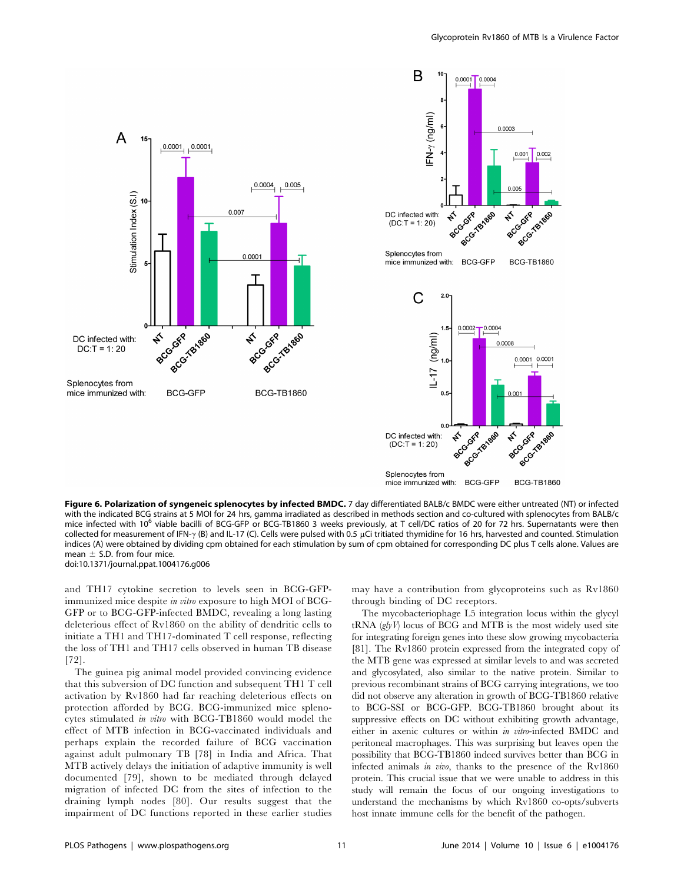**Figure 6. Polarization of syngeneic splenocytes by infected BMDC.** 7 day differentiated BALB/c BMDC were either untreated (NT) or infected with the indicated BCG strains at 5 MOI for 24 hrs, gamma irradiated as described in methods section and co-cultured with splenocytes from BALB/c mice infected with $10^6$ viable bacilli of BCG-GFP or BCG-TB1860 3 weeks previously, at T cell/DC ratios of 20 for 72 hrs. Supernatants were then collected for measurement of IFN-γ (B) and IL-17 (C). Cells were pulsed with 0.5 μCi tritiated thymidine for 16 hrs, harvested and counted. Stimulation indices (A) were obtained by dividing cpm obtained for each stimulation by sum of cpm obtained for corresponding DC plus T cells alone. Values are mean ± S.D. from four mice.

doi:10.1371/journal.ppat.1004176.g006

and TH17 cytokine secretion to levels seen in BCG-GFP-immunized mice despite *in vitro* exposure to high MOI of BCG-GFP or to BCG-GFP-infected BMDC, revealing a long lasting deleterious effect of Rv1860 on the ability of dendritic cells to initiate a TH1 and TH17-dominated T cell response, reflecting the loss of TH1 and TH17 cells observed in human TB disease [72].

The guinea pig animal model provided convincing evidence that this subversion of DC function and subsequent TH1 T cell activation by Rv1860 had far reaching deleterious effects on protection afforded by BCG. BCG-immunized mice splenocytes stimulated *in vitro* with BCG-TB1860 would model the effect of MTB infection in BCG-vaccinated individuals and perhaps explain the recorded failure of BCG vaccination against adult pulmonary TB [78] in India and Africa. That MTB actively delays the initiation of adaptive immunity is well documented [79], shown to be mediated through delayed migration of infected DC from the sites of infection to the draining lymph nodes [80]. Our results suggest that the impairment of DC functions reported in these earlier studies may have a contribution from glycoproteins such as Rv1860 through binding of DC receptors.

The mycobacteriophage L5 integration locus within the glycyl tRNA (*glyV*) locus of BCG and MTB is the most widely used site for integrating foreign genes into these slow growing mycobacteria [81]. The Rv1860 protein expressed from the integrated copy of the MTB gene was expressed at similar levels to and was secreted and glycosylated, also similar to the native protein. Similar to previous recombinant strains of BCG carrying integrations, we too did not observe any alteration in growth of BCG-TB1860 relative to BCG-SSI or BCG-GFP. BCG-TB1860 brought about its suppressive effects on DC without exhibiting growth advantage, either in axenic cultures or within *in vitro*-infected BMDC and peritoneal macrophages. This was surprising but leaves open the possibility that BCG-TB1860 indeed survives better than BCG in infected animals *in vivo*, thanks to the presence of the Rv1860 protein. This crucial issue that we were unable to address in this study will remain the focus of our ongoing investigations to understand the mechanisms by which Rv1860 co-opts/subverts host innate immune cells for the benefit of the pathogen.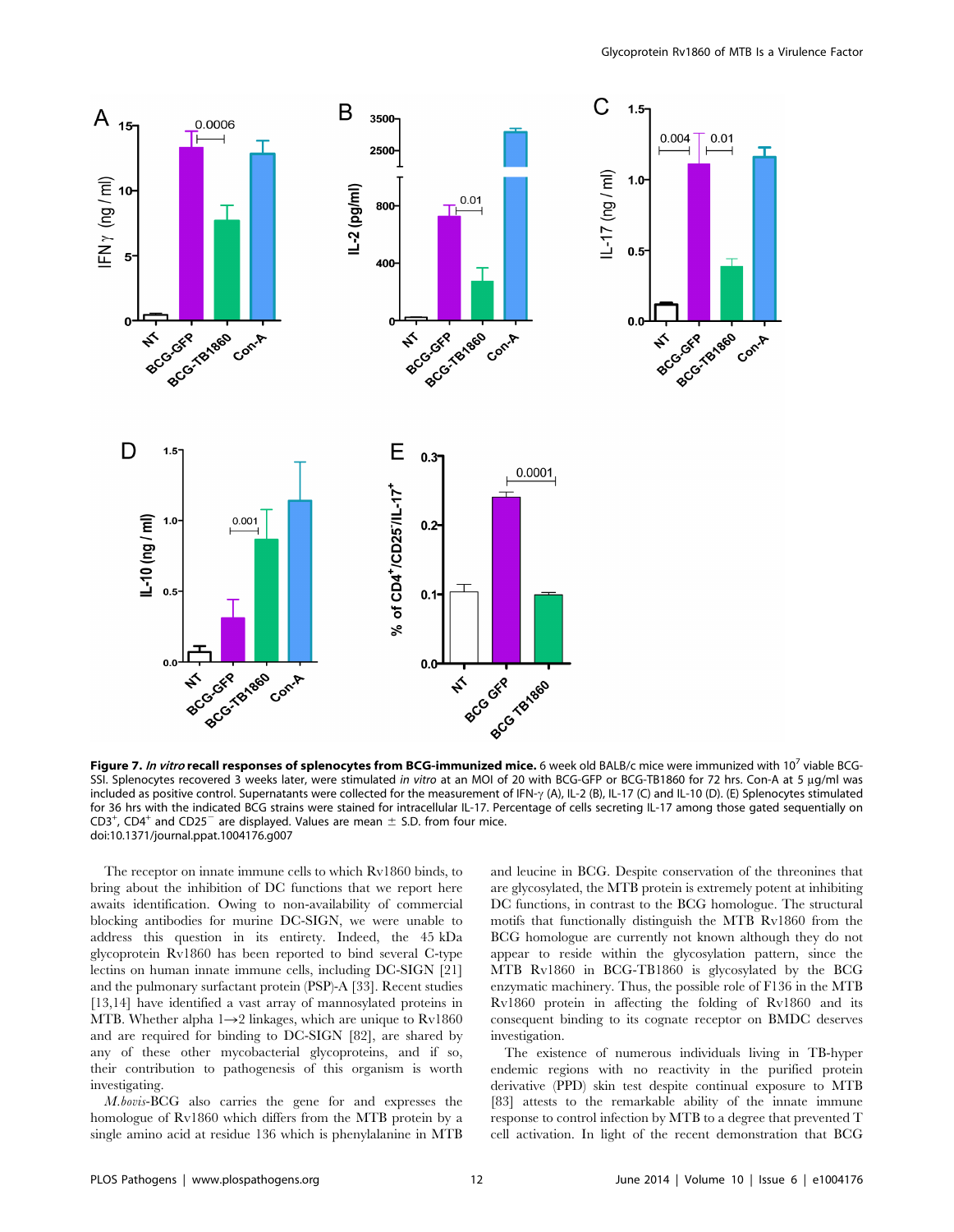**Figure 7.** ***In vitro*** **recall responses of splenocytes from BCG-immunized mice.** 6 week old BALB/c mice were immunized with $10^7$ viable BCG-SSI. Splenocytes recovered 3 weeks later, were stimulated *in vitro* at an MOI of 20 with BCG-GFP or BCG-TB1860 for 72 hrs. Con-A at 5 µg/ml was included as positive control. Supernatants were collected for the measurement of IFN-γ (A), IL-2 (B), IL-17 (C) and IL-10 (D). (E) Splenocytes stimulated for 36 hrs with the indicated BCG strains were stained for intracellular IL-17. Percentage of cells secreting IL-17 among those gated sequentially on $CD3^+$, $CD4^+$ and $CD25^-$ are displayed. Values are mean ± S.D. from four mice.
doi:10.1371/journal.ppat.1004176.g007

The receptor on innate immune cells to which Rv1860 binds, to bring about the inhibition of DC functions that we report here awaits identification. Owing to non-availability of commercial blocking antibodies for murine DC-SIGN, we were unable to address this question in its entirety. Indeed, the 45 kDa glycoprotein Rv1860 has been reported to bind several C-type lectins on human innate immune cells, including DC-SIGN [21] and the pulmonary surfactant protein (PSP)-A [33]. Recent studies [13,14] have identified a vast array of mannosylated proteins in MTB. Whether alpha 1→2 linkages, which are unique to Rv1860 and are required for binding to DC-SIGN [82], are shared by any of these other mycobacterial glycoproteins, and if so, their contribution to pathogenesis of this organism is worth investigating.

*M.bovis*-BCG also carries the gene for and expresses the homologue of Rv1860 which differs from the MTB protein by a single amino acid at residue 136 which is phenylalanine in MTB and leucine in BCG. Despite conservation of the threonines that are glycosylated, the MTB protein is extremely potent at inhibiting DC functions, in contrast to the BCG homologue. The structural motifs that functionally distinguish the MTB Rv1860 from the BCG homologue are currently not known although they do not appear to reside within the glycosylation pattern, since the MTB Rv1860 in BCG-TB1860 is glycosylated by the BCG enzymatic machinery. Thus, the possible role of F136 in the MTB Rv1860 protein in affecting the folding of Rv1860 and its consequent binding to its cognate receptor on BMDC deserves investigation.

The existence of numerous individuals living in TB-hyper endemic regions with no reactivity in the purified protein derivative (PPD) skin test despite continual exposure to MTB [83] attests to the remarkable ability of the innate immune response to control infection by MTB to a degree that prevented T cell activation. In light of the recent demonstration that BCG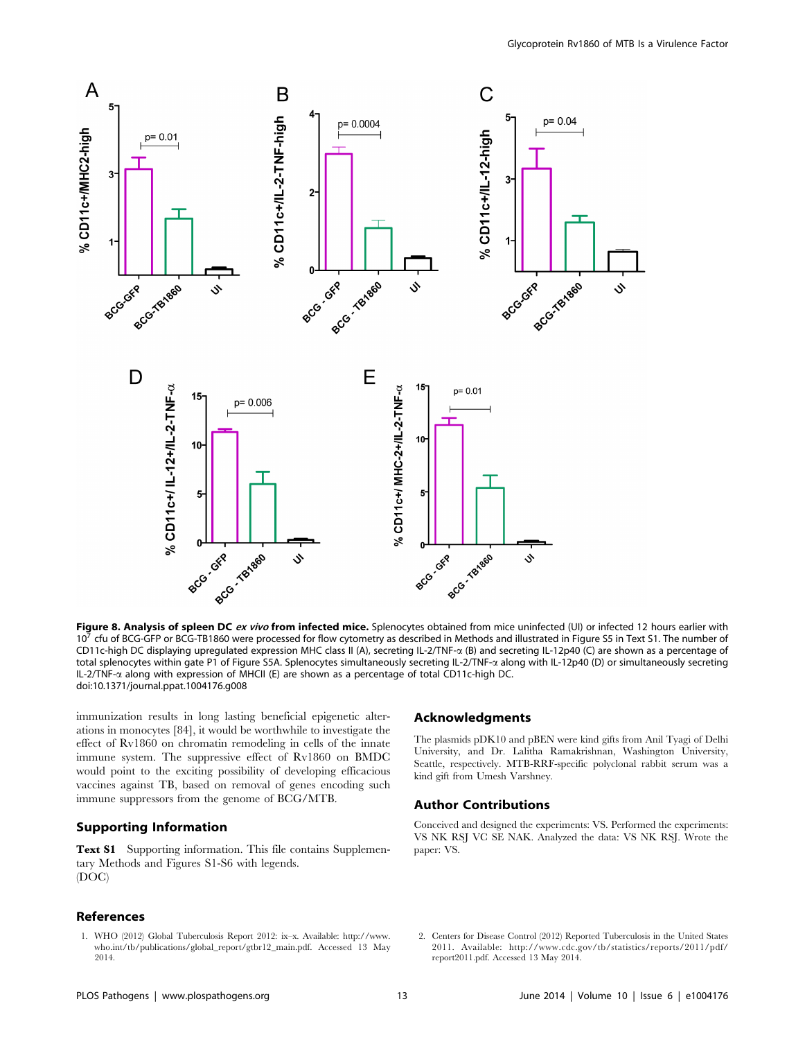**Figure 8. Analysis of spleen DC *ex vivo* from infected mice.** Splenocytes obtained from mice uninfected (UI) or infected 12 hours earlier with $10^7$ cfu of BCG-GFP or BCG-TB1860 were processed for flow cytometry as described in Methods and illustrated in Figure S5 in Text S1. The number of CD11c-high DC displaying upregulated expression MHC class II (A), secreting IL-2/TNF-α (B) and secreting IL-12p40 (C) are shown as a percentage of total splenocytes within gate P1 of Figure S5A. Splenocytes simultaneously secreting IL-2/TNF-α along with IL-12p40 (D) or simultaneously secreting IL-2/TNF-α along with expression of MHCII (E) are shown as a percentage of total CD11c-high DC.
doi:10.1371/journal.ppat.1004176.g008

immunization results in long lasting beneficial epigenetic alterations in monocytes [84], it would be worthwhile to investigate the effect of Rv1860 on chromatin remodeling in cells of the innate immune system. The suppressive effect of Rv1860 on BMDC would point to the exciting possibility of developing efficacious vaccines against TB, based on removal of genes encoding such immune suppressors from the genome of BCG/MTB.

## Supporting Information

**Text S1** Supporting information. This file contains Supplementary Methods and Figures S1-S6 with legends.
(DOC)

## Acknowledgments

The plasmids pDK10 and pBEN were kind gifts from Anil Tyagi of Delhi University, and Dr. Lalitha Ramakrishnan, Washington University, Seattle, respectively. MTB-RRF-specific polyclonal rabbit serum was a kind gift from Umesh Varshney.

## Author Contributions

Conceived and designed the experiments: VS. Performed the experiments: VS NK RSJ VC SE NAK. Analyzed the data: VS NK RSJ. Wrote the paper: VS.

## References

1. WHO (2012) Global Tuberculosis Report 2012: ix–x. Available: http://www.who.int/tb/publications/global_report/gtbr12_main.pdf. Accessed 13 May 2014.
2. Centers for Disease Control (2012) Reported Tuberculosis in the United States 2011. Available: http://www.cdc.gov/tb/statistics/reports/2011/pdf/report2011.pdf. Accessed 13 May 2014.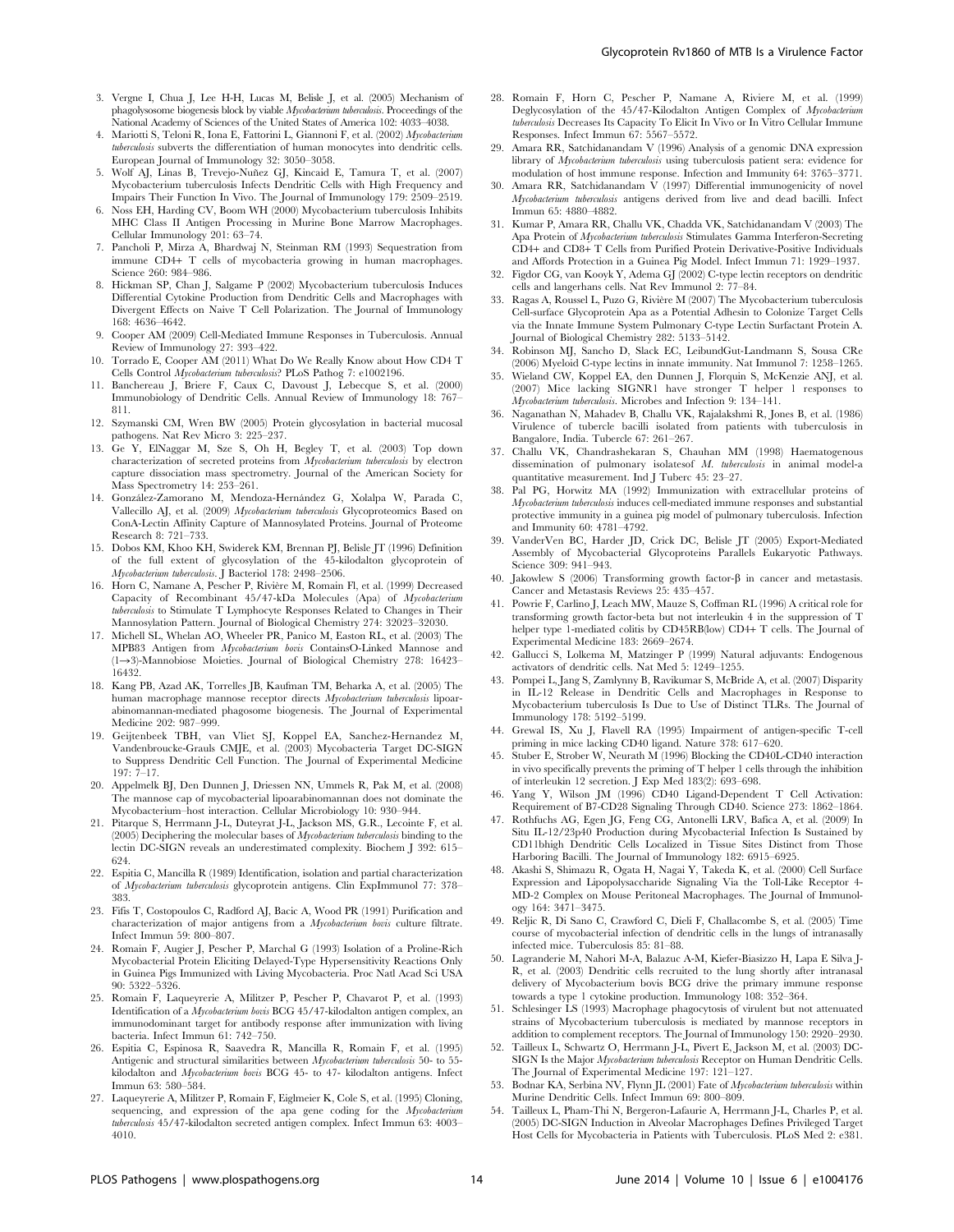3. Vergne I, Chua J, Lee H-H, Lucas M, Belisle J, et al. (2005) Mechanism of phagolysosome biogenesis block by viable *Mycobacterium tuberculosis*. Proceedings of the National Academy of Sciences of the United States of America 102: 4033–4038.
4. Mariotti S, Teloni R, Iona E, Fattorini L, Giannoni F, et al. (2002) *Mycobacterium tuberculosis* subverts the differentiation of human monocytes into dendritic cells. European Journal of Immunology 32: 3050–3058.
5. Wolf AJ, Linas B, Trevejo-Nuñez GJ, Kincaid E, Tamura T, et al. (2007) Mycobacterium tuberculosis Infects Dendritic Cells with High Frequency and Impairs Their Function In Vivo. The Journal of Immunology 179: 2509–2519.
6. Noss EH, Harding CV, Boom WH (2000) Mycobacterium tuberculosis Inhibits MHC Class II Antigen Processing in Murine Bone Marrow Macrophages. Cellular Immunology 201: 63–74.
7. Pancholi P, Mirza A, Bhardwaj N, Steinman RM (1993) Sequestration from immune CD4+ T cells of mycobacteria growing in human macrophages. Science 260: 984–986.
8. Hickman SP, Chan J, Salgame P (2002) Mycobacterium tuberculosis Induces Differential Cytokine Production from Dendritic Cells and Macrophages with Divergent Effects on Naive T Cell Polarization. The Journal of Immunology 168: 4636–4642.
9. Cooper AM (2009) Cell-Mediated Immune Responses in Tuberculosis. Annual Review of Immunology 27: 393–422.
10. Torrado E, Cooper AM (2011) What Do We Really Know about How CD4 T Cells Control *Mycobacterium tuberculosis*? PLoS Pathog 7: e1002196.
11. Banchereau J, Briere F, Caux C, Davoust J, Lebecque S, et al. (2000) Immunobiology of Dendritic Cells. Annual Review of Immunology 18: 767–811.
12. Szymanski CM, Wren BW (2005) Protein glycosylation in bacterial mucosal pathogens. Nat Rev Micro 3: 225–237.
13. Ge Y, ElNaggar M, Sze S, Oh H, Begley T, et al. (2003) Top down characterization of secreted proteins from *Mycobacterium tuberculosis* by electron capture dissociation mass spectrometry. Journal of the American Society for Mass Spectrometry 14: 253–261.
14. González-Zamorano M, Mendoza-Hernández G, Xolalpa W, Parada C, Vallecillo AJ, et al. (2009) *Mycobacterium tuberculosis* Glycoproteomics Based on ConA-Lectin Affinity Capture of Mannosylated Proteins. Journal of Proteome Research 8: 721–733.
15. Dobos KM, Khoo KH, Swiderek KM, Brennan PJ, Belisle JT (1996) Definition of the full extent of glycosylation of the 45-kilodalton glycoprotein of *Mycobacterium tuberculosis*. J Bacteriol 178: 2498–2506.
16. Horn C, Namane A, Pescher P, Rivière M, Romain Fl, et al. (1999) Decreased Capacity of Recombinant 45/47-kDa Molecules (Apa) of *Mycobacterium tuberculosis* to Stimulate T Lymphocyte Responses Related to Changes in Their Mannosylation Pattern. Journal of Biological Chemistry 274: 32023–32030.
17. Michell SL, Whelan AO, Wheeler PR, Panico M, Easton RL, et al. (2003) The MPB83 Antigen from *Mycobacterium bovis* ContainsO-Linked Mannose and (1→3)-Mannobiose Moieties. Journal of Biological Chemistry 278: 16423–16432.
18. Kang PB, Azad AK, Torrelles JB, Kaufman TM, Beharka A, et al. (2005) The human macrophage mannose receptor directs *Mycobacterium tuberculosis* lipoarabinomannan-mediated phagosome biogenesis. The Journal of Experimental Medicine 202: 987–999.
19. Geijtenbeek TBH, van Vliet SJ, Koppel EA, Sanchez-Hernandez M, Vandenbroucke-Grauls CMJE, et al. (2003) Mycobacteria Target DC-SIGN to Suppress Dendritic Cell Function. The Journal of Experimental Medicine 197: 7–17.
20. Appelmelk BJ, Den Dunnen J, Driessen NN, Ummels R, Pak M, et al. (2008) The mannose cap of mycobacterial lipoarabinomannan does not dominate the Mycobacterium–host interaction. Cellular Microbiology 10: 930–944.
21. Pitarque S, Herrmann J-L, Duteyrat J-L, Jackson MS, G.R., Lecointe F, et al. (2005) Deciphering the molecular bases of *Mycobacterium tuberculosis* binding to the lectin DC-SIGN reveals an underestimated complexity. Biochem J 392: 615–624.
22. Espitia C, Mancilla R (1989) Identification, isolation and partial characterization of *Mycobacterium tuberculosis* glycoprotein antigens. Clin ExpImmunol 77: 378–383.
23. Fifis T, Costopoulos C, Radford AJ, Bacic A, Wood PR (1991) Purification and characterization of major antigens from a *Mycobacterium bovis* culture filtrate. Infect Immun 59: 800–807.
24. Romain F, Augier J, Pescher P, Marchal G (1993) Isolation of a Proline-Rich Mycobacterial Protein Eliciting Delayed-Type Hypersensitivity Reactions Only in Guinea Pigs Immunized with Living Mycobacteria. Proc Natl Acad Sci USA 90: 5322–5326.
25. Romain F, Laqueyrerie A, Militzer P, Pescher P, Chavarot P, et al. (1993) Identification of a *Mycobacterium bovis* BCG 45/47-kilodalton antigen complex, an immunodominant target for antibody response after immunization with living bacteria. Infect Immun 61: 742–750.
26. Espitia C, Espinosa R, Saavedra R, Mancilla R, Romain F, et al. (1995) Antigenic and structural similarities between *Mycobacterium tuberculosis* 50- to 55-kilodalton and *Mycobacterium bovis* BCG 45- to 47- kilodalton antigens. Infect Immun 63: 580–584.
27. Laqueyrerie A, Militzer P, Romain F, Eiglmeier K, Cole S, et al. (1995) Cloning, sequencing, and expression of the apa gene coding for the *Mycobacterium tuberculosis* 45/47-kilodalton secreted antigen complex. Infect Immun 63: 4003–4010.
28. Romain F, Horn C, Pescher P, Namane A, Riviere M, et al. (1999) Deglycosylation of the 45/47-Kilodalton Antigen Complex of *Mycobacterium tuberculosis* Decreases Its Capacity To Elicit In Vivo or In Vitro Cellular Immune Responses. Infect Immun 67: 5567–5572.
29. Amara RR, Satchidanandam V (1996) Analysis of a genomic DNA expression library of *Mycobacterium tuberculosis* using tuberculosis patient sera: evidence for modulation of host immune response. Infection and Immunity 64: 3765–3771.
30. Amara RR, Satchidanandam V (1997) Differential immunogenicity of novel *Mycobacterium tuberculosis* antigens derived from live and dead bacilli. Infect Immun 65: 4880–4882.
31. Kumar P, Amara RR, Challu VK, Chadda VK, Satchidanandam V (2003) The Apa Protein of *Mycobacterium tuberculosis* Stimulates Gamma Interferon-Secreting CD4+ and CD8+ T Cells from Purified Protein Derivative-Positive Individuals and Affords Protection in a Guinea Pig Model. Infect Immun 71: 1929–1937.
32. Figdor CG, van Kooyk Y, Adema GJ (2002) C-type lectin receptors on dendritic cells and langerhans cells. Nat Rev Immunol 2: 77–84.
33. Ragas A, Roussel L, Puzo G, Rivière M (2007) The Mycobacterium tuberculosis Cell-surface Glycoprotein Apa as a Potential Adhesin to Colonize Target Cells via the Innate Immune System Pulmonary C-type Lectin Surfactant Protein A. Journal of Biological Chemistry 282: 5133–5142.
34. Robinson MJ, Sancho D, Slack EC, LeibundGut-Landmann S, Sousa CRe (2006) Myeloid C-type lectins in innate immunity. Nat Immunol 7: 1258–1265.
35. Wieland CW, Koppel EA, den Dunnen J, Florquin S, McKenzie ANJ, et al. (2007) Mice lacking SIGNR1 have stronger T helper 1 responses to *Mycobacterium tuberculosis*. Microbes and Infection 9: 134–141.
36. Naganathan N, Mahadev B, Challu VK, Rajalakshmi R, Jones B, et al. (1986) Virulence of tubercle bacilli isolated from patients with tuberculosis in Bangalore, India. Tubercle 67: 261–267.
37. Challu VK, Chandrashekaran S, Chauhan MM (1998) Haematogenous dissemination of pulmonary isolatesof *M. tuberculosis* in animal model-a quantitative measurement. Ind J Tuberc 45: 23–27.
38. Pal PG, Horwitz MA (1992) Immunization with extracellular proteins of *Mycobacterium tuberculosis* induces cell-mediated immune responses and substantial protective immunity in a guinea pig model of pulmonary tuberculosis. Infection and Immunity 60: 4781–4792.
39. VanderVen BC, Harder JD, Crick DC, Belisle JT (2005) Export-Mediated Assembly of Mycobacterial Glycoproteins Parallels Eukaryotic Pathways. Science 309: 941–943.
40. Jakowlew S (2006) Transforming growth factor-β in cancer and metastasis. Cancer and Metastasis Reviews 25: 435–457.
41. Powrie F, Carlino J, Leach MW, Mauze S, Coffman RL (1996) A critical role for transforming growth factor-beta but not interleukin 4 in the suppression of T helper type 1-mediated colitis by CD45RB(low) CD4+ T cells. The Journal of Experimental Medicine 183: 2669–2674.
42. Gallucci S, Lolkema M, Matzinger P (1999) Natural adjuvants: Endogenous activators of dendritic cells. Nat Med 5: 1249–1255.
43. Pompei L, Jang S, Zamlynny B, Ravikumar S, McBride A, et al. (2007) Disparity in IL-12 Release in Dendritic Cells and Macrophages in Response to Mycobacterium tuberculosis Is Due to Use of Distinct TLRs. The Journal of Immunology 178: 5192–5199.
44. Grewal IS, Xu J, Flavell RA (1995) Impairment of antigen-specific T-cell priming in mice lacking CD40 ligand. Nature 378: 617–620.
45. Stuber E, Strober W, Neurath M (1996) Blocking the CD40L-CD40 interaction in vivo specifically prevents the priming of T helper 1 cells through the inhibition of interleukin 12 secretion. J Exp Med 183(2): 693–698.
46. Yang Y, Wilson JM (1996) CD40 Ligand-Dependent T Cell Activation: Requirement of B7-CD28 Signaling Through CD40. Science 273: 1862–1864.
47. Rothfuchs AG, Egen JG, Feng CG, Antonelli LRV, Bafica A, et al. (2009) In Situ IL-12/23p40 Production during Mycobacterial Infection Is Sustained by CD11bhigh Dendritic Cells Localized in Tissue Sites Distinct from Those Harboring Bacilli. The Journal of Immunology 182: 6915–6925.
48. Akashi S, Shimazu R, Ogata H, Nagai Y, Takeda K, et al. (2000) Cell Surface Expression and Lipopolysaccharide Signaling Via the Toll-Like Receptor 4-MD-2 Complex on Mouse Peritoneal Macrophages. The Journal of Immunology 164: 3471–3475.
49. Reljic R, Di Sano C, Crawford C, Dieli F, Challacombe S, et al. (2005) Time course of mycobacterial infection of dendritic cells in the lungs of intranasally infected mice. Tuberculosis 85: 81–88.
50. Lagranderie M, Nahori M-A, Balazuc A-M, Kiefer-Biasizzo H, Lapa E Silva J-R, et al. (2003) Dendritic cells recruited to the lung shortly after intranasal delivery of Mycobacterium bovis BCG drive the primary immune response towards a type 1 cytokine production. Immunology 108: 352–364.
51. Schlesinger LS (1993) Macrophage phagocytosis of virulent but not attenuated strains of Mycobacterium tuberculosis is mediated by mannose receptors in addition to complement receptors. The Journal of Immunology 150: 2920–2930.
52. Tailleux L, Schwartz O, Herrmann J-L, Pivert E, Jackson M, et al. (2003) DC-SIGN Is the Major *Mycobacterium tuberculosis* Receptor on Human Dendritic Cells. The Journal of Experimental Medicine 197: 121–127.
53. Bodnar KA, Serbina NV, Flynn JL (2001) Fate of *Mycobacterium tuberculosis* within Murine Dendritic Cells. Infect Immun 69: 800–809.
54. Tailleux L, Pham-Thi N, Bergeron-Lafaurie A, Herrmann J-L, Charles P, et al. (2005) DC-SIGN Induction in Alveolar Macrophages Defines Privileged Target Host Cells for Mycobacteria in Patients with Tuberculosis. PLoS Med 2: e381.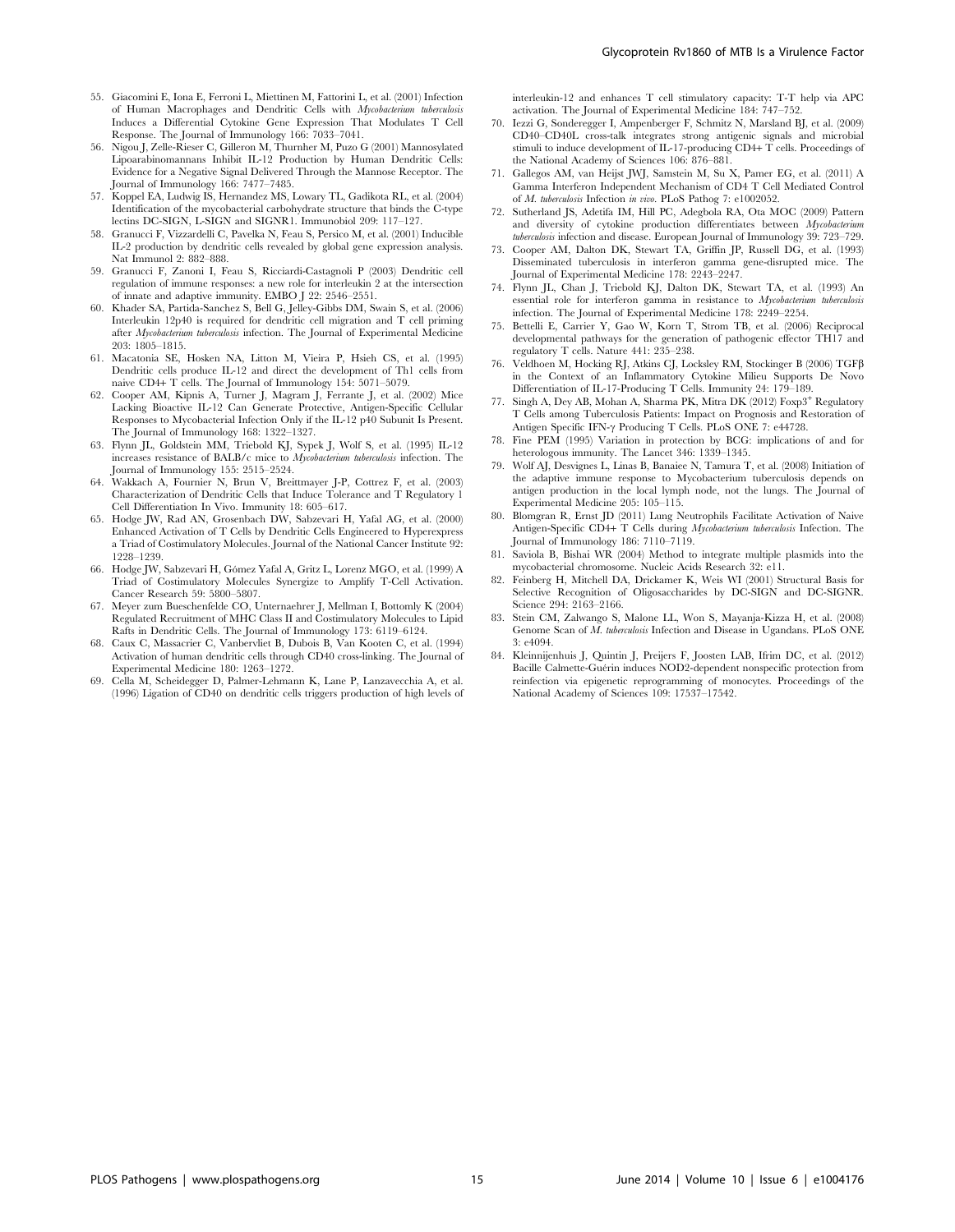55. Giacomini E, Iona E, Ferroni L, Miettinen M, Fattorini L, et al. (2001) Infection of Human Macrophages and Dendritic Cells with *Mycobacterium tuberculosis* Induces a Differential Cytokine Gene Expression That Modulates T Cell Response. The Journal of Immunology 166: 7033–7041.
56. Nigou J, Zelle-Rieser C, Gilleron M, Thurnher M, Puzo G (2001) Mannosylated Lipoarabinomannans Inhibit IL-12 Production by Human Dendritic Cells: Evidence for a Negative Signal Delivered Through the Mannose Receptor. The Journal of Immunology 166: 7477–7485.
57. Koppel EA, Ludwig IS, Hernandez MS, Lowary TL, Gadikota RL, et al. (2004) Identification of the mycobacterial carbohydrate structure that binds the C-type lectins DC-SIGN, L-SIGN and SIGNR1. Immunobiol 209: 117–127.
58. Granucci F, Vizzardelli C, Pavelka N, Feau S, Persico M, et al. (2001) Inducible IL-2 production by dendritic cells revealed by global gene expression analysis. Nat Immunol 2: 882–888.
59. Granucci F, Zanoni I, Feau S, Ricciardi-Castagnoli P (2003) Dendritic cell regulation of immune responses: a new role for interleukin 2 at the intersection of innate and adaptive immunity. EMBO J 22: 2546–2551.
60. Khader SA, Partida-Sanchez S, Bell G, Jelley-Gibbs DM, Swain S, et al. (2006) Interleukin 12p40 is required for dendritic cell migration and T cell priming after *Mycobacterium tuberculosis* infection. The Journal of Experimental Medicine 203: 1805–1815.
61. Macatonia SE, Hosken NA, Litton M, Vieira P, Hsieh CS, et al. (1995) Dendritic cells produce IL-12 and direct the development of Th1 cells from naive CD4+ T cells. The Journal of Immunology 154: 5071–5079.
62. Cooper AM, Kipnis A, Turner J, Magram J, Ferrante J, et al. (2002) Mice Lacking Bioactive IL-12 Can Generate Protective, Antigen-Specific Cellular Responses to Mycobacterial Infection Only if the IL-12 p40 Subunit Is Present. The Journal of Immunology 168: 1322–1327.
63. Flynn JL, Goldstein MM, Triebold KJ, Sypek J, Wolf S, et al. (1995) IL-12 increases resistance of BALB/c mice to *Mycobacterium tuberculosis* infection. The Journal of Immunology 155: 2515–2524.
64. Wakkach A, Fournier N, Brun V, Breittmayer J-P, Cottrez F, et al. (2003) Characterization of Dendritic Cells that Induce Tolerance and T Regulatory 1 Cell Differentiation In Vivo. Immunity 18: 605–617.
65. Hodge JW, Rad AN, Grosenbach DW, Sabzevari H, Yafal AG, et al. (2000) Enhanced Activation of T Cells by Dendritic Cells Engineered to Hyperexpress a Triad of Costimulatory Molecules. Journal of the National Cancer Institute 92: 1228–1239.
66. Hodge JW, Sabzevari H, Gómez Yafal A, Gritz L, Lorenz MGO, et al. (1999) A Triad of Costimulatory Molecules Synergize to Amplify T-Cell Activation. Cancer Research 59: 5800–5807.
67. Meyer zum Bueschenfelde CO, Unternaehrer J, Mellman I, Bottomly K (2004) Regulated Recruitment of MHC Class II and Costimulatory Molecules to Lipid Rafts in Dendritic Cells. The Journal of Immunology 173: 6119–6124.
68. Caux C, Massacrier C, Vanbervliet B, Dubois B, Van Kooten C, et al. (1994) Activation of human dendritic cells through CD40 cross-linking. The Journal of Experimental Medicine 180: 1263–1272.
69. Cella M, Scheidegger D, Palmer-Lehmann K, Lane P, Lanzavecchia A, et al. (1996) Ligation of CD40 on dendritic cells triggers production of high levels of interleukin-12 and enhances T cell stimulatory capacity: T-T help via APC activation. The Journal of Experimental Medicine 184: 747–752.
70. Iezzi G, Sonderegger I, Ampenberger F, Schmitz N, Marsland BJ, et al. (2009) CD40–CD40L cross-talk integrates strong antigenic signals and microbial stimuli to induce development of IL-17-producing CD4+ T cells. Proceedings of the National Academy of Sciences 106: 876–881.
71. Gallegos AM, van Heijst JWJ, Samstein M, Su X, Pamer EG, et al. (2011) A Gamma Interferon Independent Mechanism of CD4 T Cell Mediated Control of *M. tuberculosis* Infection *in vivo*. PLoS Pathog 7: e1002052.
72. Sutherland JS, Adetifa IM, Hill PC, Adegbola RA, Ota MOC (2009) Pattern and diversity of cytokine production differentiates between *Mycobacterium tuberculosis* infection and disease. European Journal of Immunology 39: 723–729.
73. Cooper AM, Dalton DK, Stewart TA, Griffin JP, Russell DG, et al. (1993) Disseminated tuberculosis in interferon gamma gene-disrupted mice. The Journal of Experimental Medicine 178: 2243–2247.
74. Flynn JL, Chan J, Triebold KJ, Dalton DK, Stewart TA, et al. (1993) An essential role for interferon gamma in resistance to *Mycobacterium tuberculosis* infection. The Journal of Experimental Medicine 178: 2249–2254.
75. Bettelli E, Carrier Y, Gao W, Korn T, Strom TB, et al. (2006) Reciprocal developmental pathways for the generation of pathogenic effector TH17 and regulatory T cells. Nature 441: 235–238.
76. Veldhoen M, Hocking RJ, Atkins CJ, Locksley RM, Stockinger B (2006) TGFβ in the Context of an Inflammatory Cytokine Milieu Supports De Novo Differentiation of IL-17-Producing T Cells. Immunity 24: 179–189.
77. Singh A, Dey AB, Mohan A, Sharma PK, Mitra DK (2012) $Foxp3^{+}$ Regulatory T Cells among Tuberculosis Patients: Impact on Prognosis and Restoration of Antigen Specific IFN-γ Producing T Cells. PLoS ONE 7: e44728.
78. Fine PEM (1995) Variation in protection by BCG: implications of and for heterologous immunity. The Lancet 346: 1339–1345.
79. Wolf AJ, Desvignes L, Linas B, Banaiee N, Tamura T, et al. (2008) Initiation of the adaptive immune response to Mycobacterium tuberculosis depends on antigen production in the local lymph node, not the lungs. The Journal of Experimental Medicine 205: 105–115.
80. Blomgran R, Ernst JD (2011) Lung Neutrophils Facilitate Activation of Naive Antigen-Specific CD4+ T Cells during *Mycobacterium tuberculosis* Infection. The Journal of Immunology 186: 7110–7119.
81. Saviola B, Bishai WR (2004) Method to integrate multiple plasmids into the mycobacterial chromosome. Nucleic Acids Research 32: e11.
82. Feinberg H, Mitchell DA, Drickamer K, Weis WI (2001) Structural Basis for Selective Recognition of Oligosaccharides by DC-SIGN and DC-SIGNR. Science 294: 2163–2166.
83. Stein CM, Zalwango S, Malone LL, Won S, Mayanja-Kizza H, et al. (2008) Genome Scan of *M. tuberculosis* Infection and Disease in Ugandans. PLoS ONE 3: e4094.
84. Kleinnijenhuis J, Quintin J, Preijers F, Joosten LAB, Ifrim DC, et al. (2012) Bacille Calmette-Guérin induces NOD2-dependent nonspecific protection from reinfection via epigenetic reprogramming of monocytes. Proceedings of the National Academy of Sciences 109: 17537–17542.